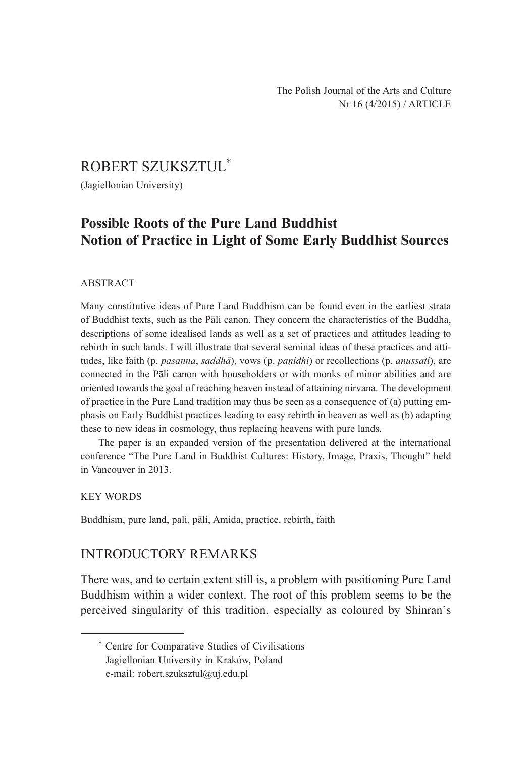# ROBERT SZUKSZTUL[*]

(Jagiellonian University)

## Possible Roots of the Pure Land Buddhist Notion of Practice in Light of Some Early Buddhist Sources

### ABSTRACT

Many constitutive ideas of Pure Land Buddhism can be found even in the earliest strata of Buddhist texts, such as the Pāli canon. They concern the characteristics of the Buddha, descriptions of some idealised lands as well as a set of practices and attitudes leading to rebirth in such lands. I will illustrate that several seminal ideas of these practices and attitudes, like faith (p. *pasanna*, *saddhā*), vows (p. *paṇidhi*) or recollections (p. *anussati*), are connected in the Pāli canon with householders or with monks of minor abilities and are oriented towards the goal of reaching heaven instead of attaining nirvana. The development of practice in the Pure Land tradition may thus be seen as a consequence of (a) putting emphasis on Early Buddhist practices leading to easy rebirth in heaven as well as (b) adapting these to new ideas in cosmology, thus replacing heavens with pure lands.

The paper is an expanded version of the presentation delivered at the international conference "The Pure Land in Buddhist Cultures: History, Image, Praxis, Thought" held in Vancouver in 2013.

### KEY WORDS

Buddhism, pure land, pali, pāli, Amida, practice, rebirth, faith

## INTRODUCTORY REMARKS

There was, and to certain extent still is, a problem with positioning Pure Land Buddhism within a wider context. The root of this problem seems to be the perceived singularity of this tradition, especially as coloured by Shinran's

---

[*] Centre for Comparative Studies of Civilisations  
Jagiellonian University in Kraków, Poland  
e-mail: robert.szuksztul@uj.edu.pl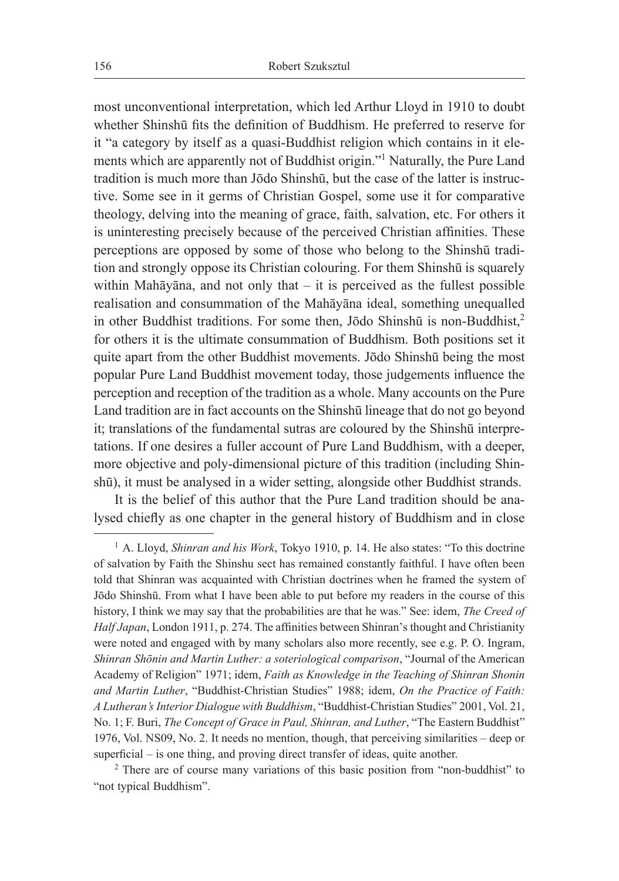most unconventional interpretation, which led Arthur Lloyd in 1910 to doubt whether Shinshū fits the definition of Buddhism. He preferred to reserve for it "a category by itself as a quasi-Buddhist religion which contains in it elements which are apparently not of Buddhist origin."[1] Naturally, the Pure Land tradition is much more than Jōdo Shinshū, but the case of the latter is instructive. Some see in it germs of Christian Gospel, some use it for comparative theology, delving into the meaning of grace, faith, salvation, etc. For others it is uninteresting precisely because of the perceived Christian affinities. These perceptions are opposed by some of those who belong to the Shinshū tradition and strongly oppose its Christian colouring. For them Shinshū is squarely within Mahāyāna, and not only that – it is perceived as the fullest possible realisation and consummation of the Mahāyāna ideal, something unequalled in other Buddhist traditions. For some then, Jōdo Shinshū is non-Buddhist,[2] for others it is the ultimate consummation of Buddhism. Both positions set it quite apart from the other Buddhist movements. Jōdo Shinshū being the most popular Pure Land Buddhist movement today, those judgements influence the perception and reception of the tradition as a whole. Many accounts on the Pure Land tradition are in fact accounts on the Shinshū lineage that do not go beyond it; translations of the fundamental sutras are coloured by the Shinshū interpretations. If one desires a fuller account of Pure Land Buddhism, with a deeper, more objective and poly-dimensional picture of this tradition (including Shinshū), it must be analysed in a wider setting, alongside other Buddhist strands.

It is the belief of this author that the Pure Land tradition should be analysed chiefly as one chapter in the general history of Buddhism and in close

---

[1] A. Lloyd, *Shinran and his Work*, Tokyo 1910, p. 14. He also states: "To this doctrine of salvation by Faith the Shinshu sect has remained constantly faithful. I have often been told that Shinran was acquainted with Christian doctrines when he framed the system of Jōdo Shinshū. From what I have been able to put before my readers in the course of this history, I think we may say that the probabilities are that he was." See: idem, *The Creed of Half Japan*, London 1911, p. 274. The affinities between Shinran's thought and Christianity were noted and engaged with by many scholars also more recently, see e.g. P. O. Ingram, *Shinran Shōnin and Martin Luther: a soteriological comparison*, "Journal of the American Academy of Religion" 1971; idem, *Faith as Knowledge in the Teaching of Shinran Shonin and Martin Luther*, "Buddhist-Christian Studies" 1988; idem, *On the Practice of Faith: A Lutheran's Interior Dialogue with Buddhism*, "Buddhist-Christian Studies" 2001, Vol. 21, No. 1; F. Buri, *The Concept of Grace in Paul, Shinran, and Luther*, "The Eastern Buddhist" 1976, Vol. NS09, No. 2. It needs no mention, though, that perceiving similarities – deep or superficial – is one thing, and proving direct transfer of ideas, quite another.

[2] There are of course many variations of this basic position from "non-buddhist" to "not typical Buddhism".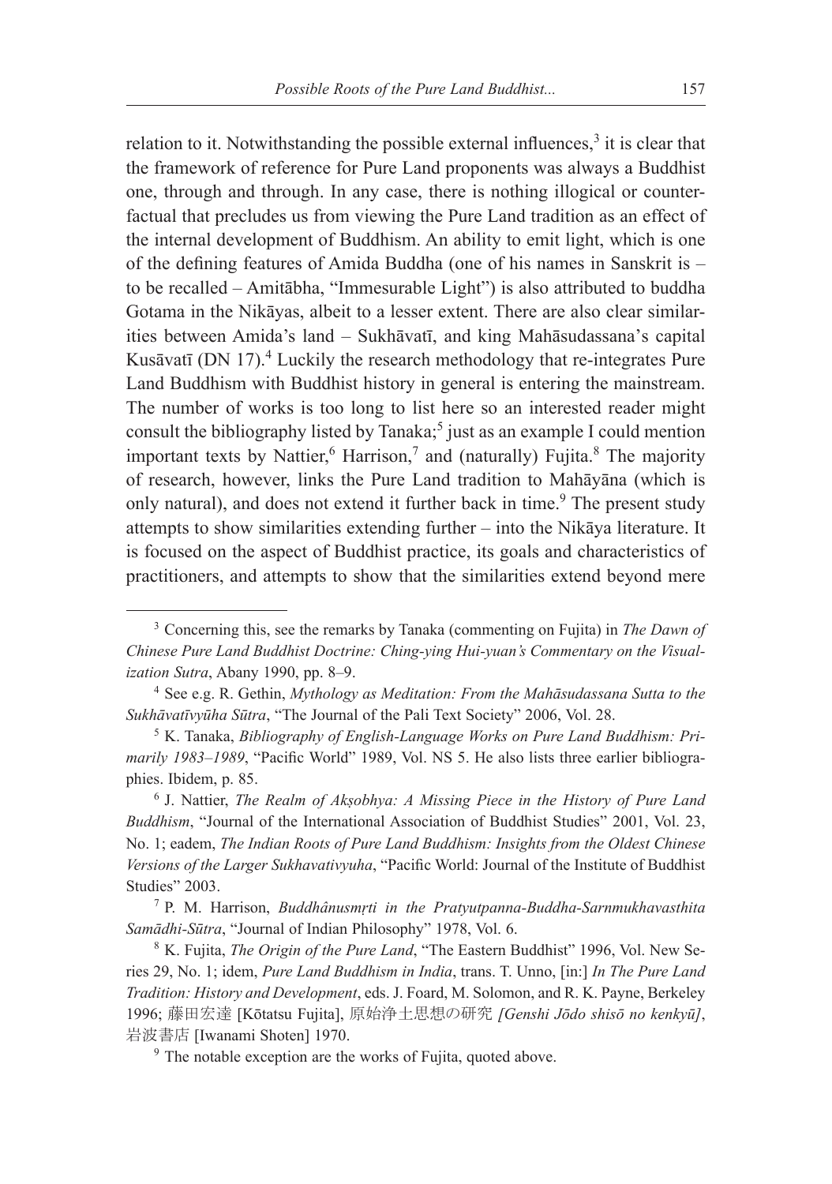relation to it. Notwithstanding the possible external influences,[3] it is clear that the framework of reference for Pure Land proponents was always a Buddhist one, through and through. In any case, there is nothing illogical or counterfactual that precludes us from viewing the Pure Land tradition as an effect of the internal development of Buddhism. An ability to emit light, which is one of the defining features of Amida Buddha (one of his names in Sanskrit is – to be recalled – Amitābha, "Immesurable Light") is also attributed to buddha Gotama in the Nikāyas, albeit to a lesser extent. There are also clear similarities between Amida's land – Sukhāvatī, and king Mahāsudassana's capital Kusāvatī (DN 17).[4] Luckily the research methodology that re-integrates Pure Land Buddhism with Buddhist history in general is entering the mainstream. The number of works is too long to list here so an interested reader might consult the bibliography listed by Tanaka;[5] just as an example I could mention important texts by Nattier,[6] Harrison,[7] and (naturally) Fujita.[8] The majority of research, however, links the Pure Land tradition to Mahāyāna (which is only natural), and does not extend it further back in time.[9] The present study attempts to show similarities extending further – into the Nikāya literature. It is focused on the aspect of Buddhist practice, its goals and characteristics of practitioners, and attempts to show that the similarities extend beyond mere

---

[3] Concerning this, see the remarks by Tanaka (commenting on Fujita) in *The Dawn of Chinese Pure Land Buddhist Doctrine: Ching-ying Hui-yuan's Commentary on the Visualization Sutra*, Abany 1990, pp. 8–9.

[4] See e.g. R. Gethin, *Mythology as Meditation: From the Mahāsudassana Sutta to the Sukhāvatīvyūha Sūtra*, "The Journal of the Pali Text Society" 2006, Vol. 28.

[5] K. Tanaka, *Bibliography of English-Language Works on Pure Land Buddhism: Primarily 1983–1989*, "Pacific World" 1989, Vol. NS 5. He also lists three earlier bibliographies. Ibidem, p. 85.

[6] J. Nattier, *The Realm of Akṣobhya: A Missing Piece in the History of Pure Land Buddhism*, "Journal of the International Association of Buddhist Studies" 2001, Vol. 23, No. 1; eadem, *The Indian Roots of Pure Land Buddhism: Insights from the Oldest Chinese Versions of the Larger Sukhavativyuha*, "Pacific World: Journal of the Institute of Buddhist Studies" 2003.

[7] P. M. Harrison, *Buddhânusmṛti in the Pratyutpanna-Buddha-Sarnmukhavasthita Samādhi-Sūtra*, "Journal of Indian Philosophy" 1978, Vol. 6.

[8] K. Fujita, *The Origin of the Pure Land*, "The Eastern Buddhist" 1996, Vol. New Series 29, No. 1; idem, *Pure Land Buddhism in India*, trans. T. Unno, [in:] *In The Pure Land Tradition: History and Development*, eds. J. Foard, M. Solomon, and R. K. Payne, Berkeley 1996; 藤田宏達 [Kōtatsu Fujita], 原始浄土思想の研究 *[Genshi Jōdo shisō no kenkyū]*, 岩波書店 [Iwanami Shoten] 1970.

[9] The notable exception are the works of Fujita, quoted above.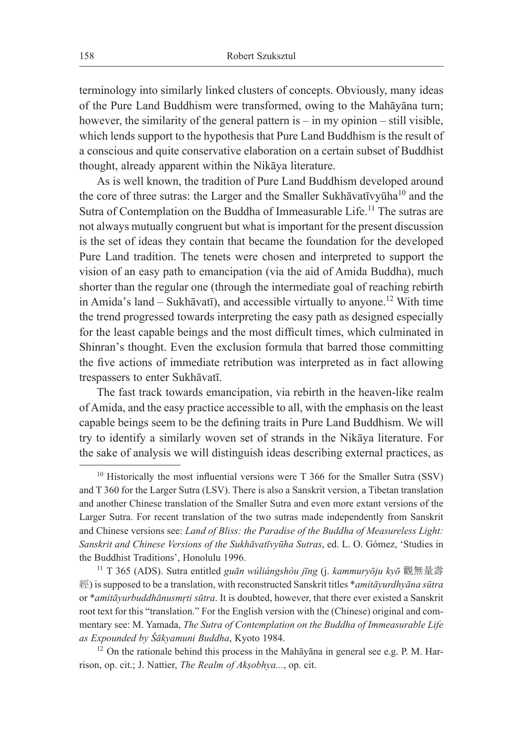terminology into similarly linked clusters of concepts. Obviously, many ideas of the Pure Land Buddhism were transformed, owing to the Mahāyāna turn; however, the similarity of the general pattern is – in my opinion – still visible, which lends support to the hypothesis that Pure Land Buddhism is the result of a conscious and quite conservative elaboration on a certain subset of Buddhist thought, already apparent within the Nikāya literature.

As is well known, the tradition of Pure Land Buddhism developed around the core of three sutras: the Larger and the Smaller Sukhāvatīvyūha[10] and the Sutra of Contemplation on the Buddha of Immeasurable Life.[11] The sutras are not always mutually congruent but what is important for the present discussion is the set of ideas they contain that became the foundation for the developed Pure Land tradition. The tenets were chosen and interpreted to support the vision of an easy path to emancipation (via the aid of Amida Buddha), much shorter than the regular one (through the intermediate goal of reaching rebirth in Amida's land – Sukhāvatī), and accessible virtually to anyone.[12] With time the trend progressed towards interpreting the easy path as designed especially for the least capable beings and the most difficult times, which culminated in Shinran's thought. Even the exclusion formula that barred those committing the five actions of immediate retribution was interpreted as in fact allowing trespassers to enter Sukhāvatī.

The fast track towards emancipation, via rebirth in the heaven-like realm of Amida, and the easy practice accessible to all, with the emphasis on the least capable beings seem to be the defining traits in Pure Land Buddhism. We will try to identify a similarly woven set of strands in the Nikāya literature. For the sake of analysis we will distinguish ideas describing external practices, as

---

[10] Historically the most influential versions were T 366 for the Smaller Sutra (SSV) and T 360 for the Larger Sutra (LSV). There is also a Sanskrit version, a Tibetan translation and another Chinese translation of the Smaller Sutra and even more extant versions of the Larger Sutra. For recent translation of the two sutras made independently from Sanskrit and Chinese versions see: *Land of Bliss: the Paradise of the Buddha of Measureless Light: Sanskrit and Chinese Versions of the Sukhāvatīvyūha Sutras*, ed. L. O. Gómez, 'Studies in the Buddhist Traditions', Honolulu 1996.

[11] T 365 (ADS). Sutra entitled *guān wúliángshòu jīng* (j. *kammuryōju kyō* 觀無量壽經) is supposed to be a translation, with reconstructed Sanskrit titles \**amitāyurdhyāna sūtra* or \**amitāyurbuddhānusmṛti sūtra*. It is doubted, however, that there ever existed a Sanskrit root text for this "translation." For the English version with the (Chinese) original and commentary see: M. Yamada, *The Sutra of Contemplation on the Buddha of Immeasurable Life as Expounded by Śākyamuni Buddha*, Kyoto 1984.

[12] On the rationale behind this process in the Mahāyāna in general see e.g. P. M. Harrison, op. cit.; J. Nattier, *The Realm of Akṣobhya...*, op. cit.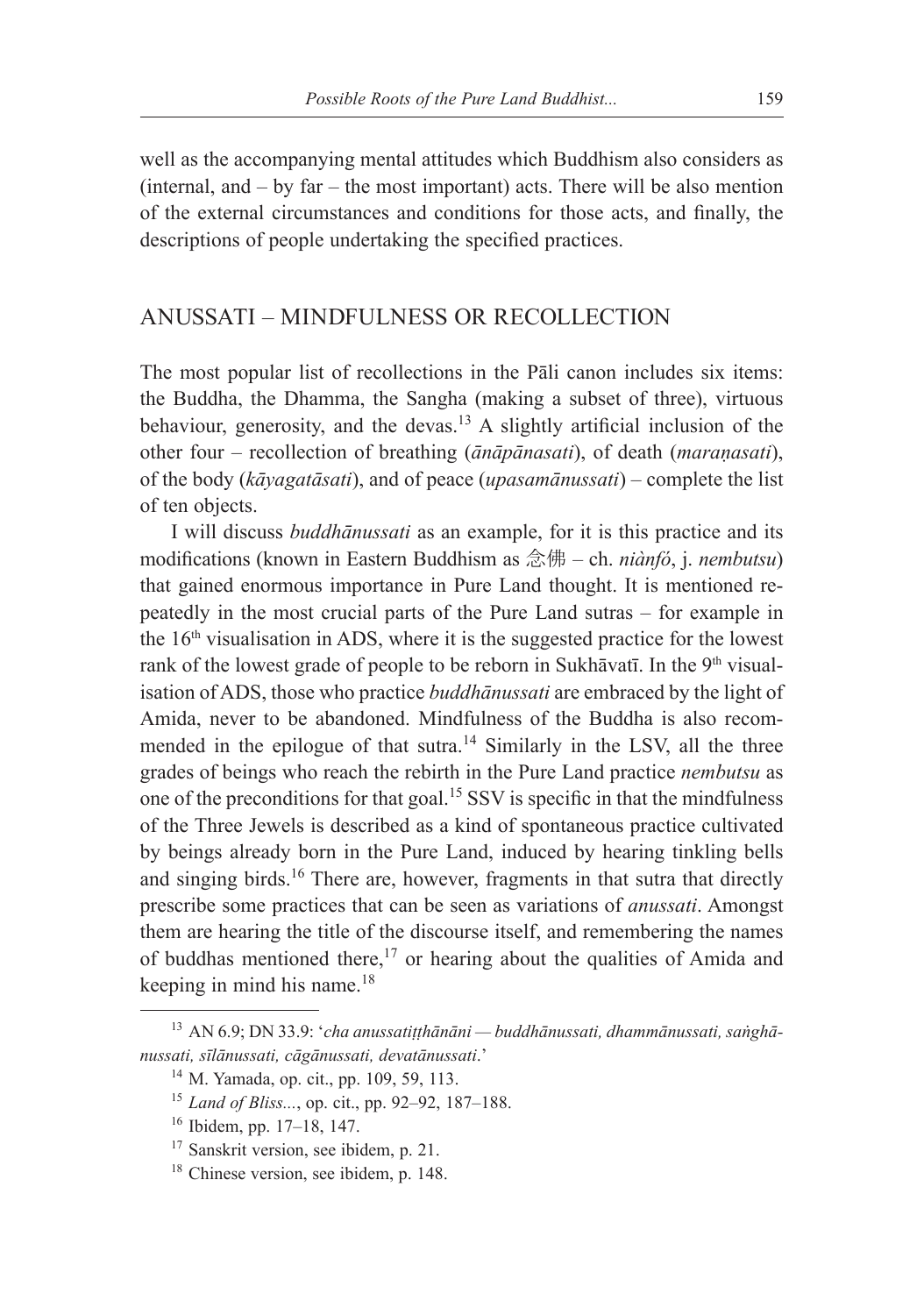well as the accompanying mental attitudes which Buddhism also considers as (internal, and – by far – the most important) acts. There will be also mention of the external circumstances and conditions for those acts, and finally, the descriptions of people undertaking the specified practices.

## ANUSSATI – MINDFULNESS OR RECOLLECTION

The most popular list of recollections in the Pāli canon includes six items: the Buddha, the Dhamma, the Sangha (making a subset of three), virtuous behaviour, generosity, and the devas.[13] A slightly artificial inclusion of the other four – recollection of breathing (*ānāpānasati*), of death (*maraṇasati*), of the body (*kāyagatāsati*), and of peace (*upasamānussati*) – complete the list of ten objects.

I will discuss *buddhānussati* as an example, for it is this practice and its modifications (known in Eastern Buddhism as 念佛 – ch. *niànfó*, j. *nembutsu*) that gained enormous importance in Pure Land thought. It is mentioned repeatedly in the most crucial parts of the Pure Land sutras – for example in the 16th visualisation in ADS, where it is the suggested practice for the lowest rank of the lowest grade of people to be reborn in Sukhāvatī. In the 9th visualisation of ADS, those who practice *buddhānussati* are embraced by the light of Amida, never to be abandoned. Mindfulness of the Buddha is also recommended in the epilogue of that sutra.[14] Similarly in the LSV, all the three grades of beings who reach the rebirth in the Pure Land practice *nembutsu* as one of the preconditions for that goal.[15] SSV is specific in that the mindfulness of the Three Jewels is described as a kind of spontaneous practice cultivated by beings already born in the Pure Land, induced by hearing tinkling bells and singing birds.[16] There are, however, fragments in that sutra that directly prescribe some practices that can be seen as variations of *anussati*. Amongst them are hearing the title of the discourse itself, and remembering the names of buddhas mentioned there,[17] or hearing about the qualities of Amida and keeping in mind his name.[18]

---

[13] AN 6.9; DN 33.9: '*cha anussatiṭṭhānāni — buddhānussati, dhammānussati, saṅghānussati, sīlānussati, cāgānussati, devatānussati*.'

[14] M. Yamada, op. cit., pp. 109, 59, 113.

[15] *Land of Bliss...*, op. cit., pp. 92–92, 187–188.

[16] Ibidem, pp. 17–18, 147.

[17] Sanskrit version, see ibidem, p. 21.

[18] Chinese version, see ibidem, p. 148.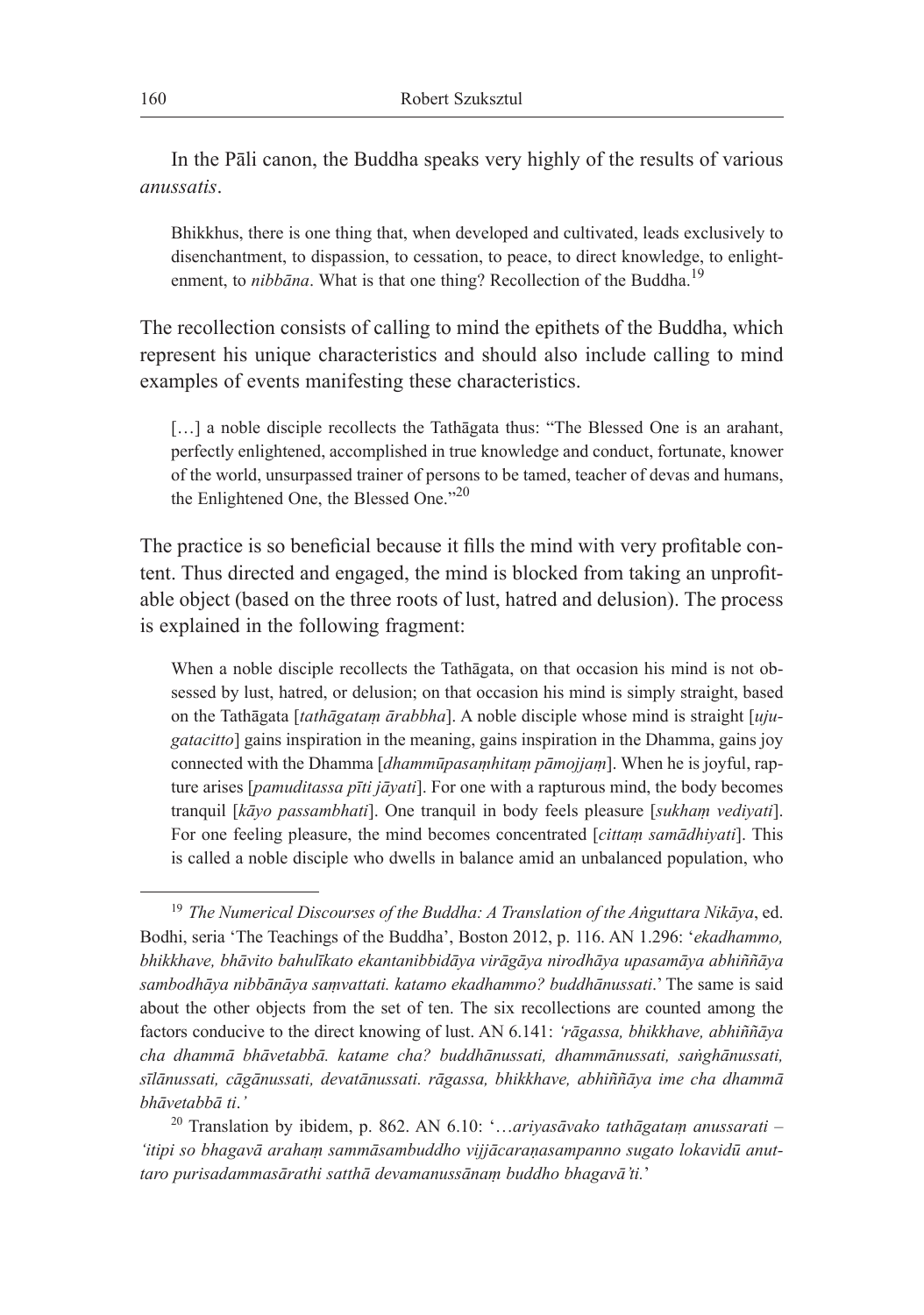In the Pāli canon, the Buddha speaks very highly of the results of various *anussatis*.

> Bhikkhus, there is one thing that, when developed and cultivated, leads exclusively to disenchantment, to dispassion, to cessation, to peace, to direct knowledge, to enlightenment, to *nibbāna*. What is that one thing? Recollection of the Buddha.[19]

The recollection consists of calling to mind the epithets of the Buddha, which represent his unique characteristics and should also include calling to mind examples of events manifesting these characteristics.

> […] a noble disciple recollects the Tathāgata thus: "The Blessed One is an arahant, perfectly enlightened, accomplished in true knowledge and conduct, fortunate, knower of the world, unsurpassed trainer of persons to be tamed, teacher of devas and humans, the Enlightened One, the Blessed One."[20]

The practice is so beneficial because it fills the mind with very profitable content. Thus directed and engaged, the mind is blocked from taking an unprofitable object (based on the three roots of lust, hatred and delusion). The process is explained in the following fragment:

> When a noble disciple recollects the Tathāgata, on that occasion his mind is not obsessed by lust, hatred, or delusion; on that occasion his mind is simply straight, based on the Tathāgata [*tathāgataṃ ārabbha*]. A noble disciple whose mind is straight [*ujugatacitto*] gains inspiration in the meaning, gains inspiration in the Dhamma, gains joy connected with the Dhamma [*dhammūpasaṃhitaṃ pāmojjaṃ*]. When he is joyful, rapture arises [*pamuditassa pīti jāyati*]. For one with a rapturous mind, the body becomes tranquil [*kāyo passambhati*]. One tranquil in body feels pleasure [*sukhaṃ vediyati*]. For one feeling pleasure, the mind becomes concentrated [*cittaṃ samādhiyati*]. This is called a noble disciple who dwells in balance amid an unbalanced population, who

---

[19] *The Numerical Discourses of the Buddha: A Translation of the Aṅguttara Nikāya*, ed. Bodhi, seria 'The Teachings of the Buddha', Boston 2012, p. 116. AN 1.296: '*ekadhammo, bhikkhave, bhāvito bahulīkato ekantanibbidāya virāgāya nirodhāya upasamāya abhiññāya sambodhāya nibbānāya saṃvattati. katamo ekadhammo? buddhānussati*.' The same is said about the other objects from the set of ten. The six recollections are counted among the factors conducive to the direct knowing of lust. AN 6.141: *'rāgassa, bhikkhave, abhiññāya cha dhammā bhāvetabbā. katame cha? buddhānussati, dhammānussati, saṅghānussati, sīlānussati, cāgānussati, devatānussati. rāgassa, bhikkhave, abhiññāya ime cha dhammā bhāvetabbā ti.'*

[20] Translation by ibidem, p. 862. AN 6.10: '…*ariyasāvako tathāgataṃ anussarati – 'itipi so bhagavā arahaṃ sammāsambuddho vijjācaraṇasampanno sugato lokavidū anuttaro purisadammasārathi satthā devamanussānaṃ buddho bhagavā'ti.*'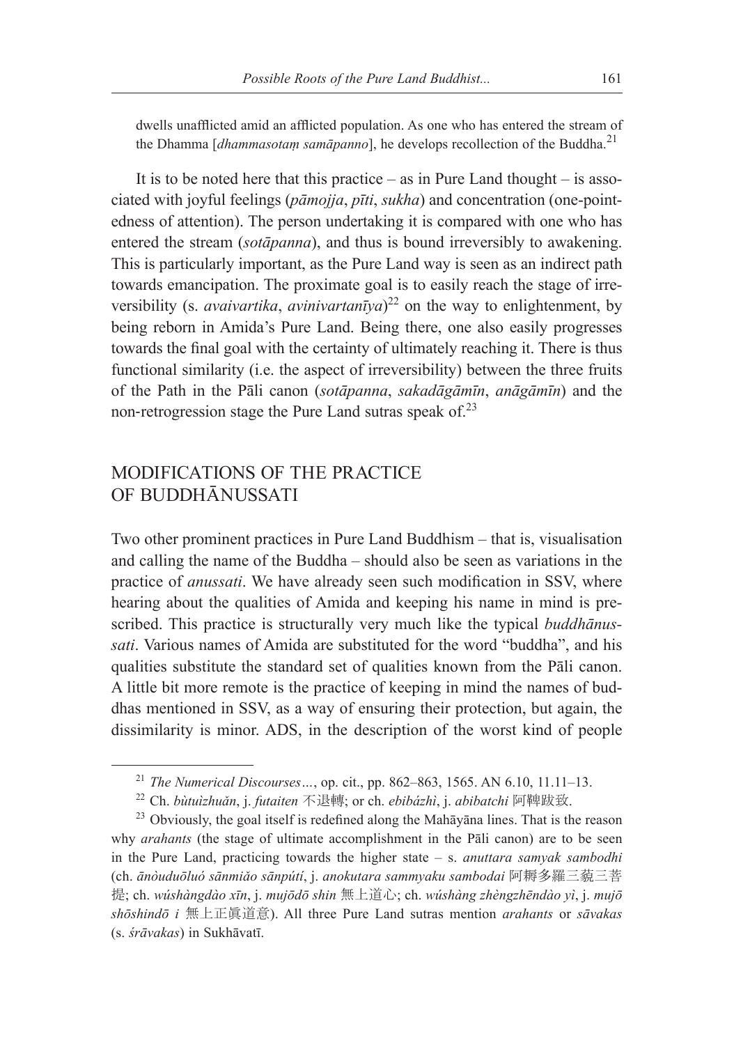dwells unafflicted amid an afflicted population. As one who has entered the stream of the Dhamma [*dhammasotaṃ samāpanno*], he develops recollection of the Buddha.[21]

It is to be noted here that this practice – as in Pure Land thought – is associated with joyful feelings (*pāmojja*, *pīti*, *sukha*) and concentration (one-pointedness of attention). The person undertaking it is compared with one who has entered the stream (*sotāpanna*), and thus is bound irreversibly to awakening. This is particularly important, as the Pure Land way is seen as an indirect path towards emancipation. The proximate goal is to easily reach the stage of irreversibility (s. *avaivartika*, *avinivartanīya*)[22] on the way to enlightenment, by being reborn in Amida's Pure Land. Being there, one also easily progresses towards the final goal with the certainty of ultimately reaching it. There is thus functional similarity (i.e. the aspect of irreversibility) between the three fruits of the Path in the Pāli canon (*sotāpanna*, *sakadāgāmīn*, *anāgāmīn*) and the non-retrogression stage the Pure Land sutras speak of.[23]

## MODIFICATIONS OF THE PRACTICE OF BUDDHĀNUSSATI

Two other prominent practices in Pure Land Buddhism – that is, visualisation and calling the name of the Buddha – should also be seen as variations in the practice of *anussati*. We have already seen such modification in SSV, where hearing about the qualities of Amida and keeping his name in mind is prescribed. This practice is structurally very much like the typical *buddhānussati*. Various names of Amida are substituted for the word "buddha", and his qualities substitute the standard set of qualities known from the Pāli canon. A little bit more remote is the practice of keeping in mind the names of buddhas mentioned in SSV, as a way of ensuring their protection, but again, the dissimilarity is minor. ADS, in the description of the worst kind of people

---

[21] *The Numerical Discourses…*, op. cit., pp. 862–863, 1565. AN 6.10, 11.11–13.

[22] Ch. *bùtuìzhuǎn*, j. *futaiten* 不退轉; or ch. *ebibázhì*, j. *abibatchi* 阿鞞跋致.

[23] Obviously, the goal itself is redefined along the Mahāyāna lines. That is the reason why *arahants* (the stage of ultimate accomplishment in the Pāli canon) are to be seen in the Pure Land, practicing towards the higher state – s. *anuttara samyak sambodhi* (ch. *ānòuduōluó sānmiǎo sānpútí*, j. *anokutara sammyaku sambodai* 阿耨多羅三藐三菩提; ch. *wúshàngdào xīn*, j. *mujōdō shin* 無上道心; ch. *wúshàng zhèngzhēndào yì*, j. *mujō shōshindō i* 無上正眞道意). All three Pure Land sutras mention *arahants* or *sāvakas* (s. *śrāvakas*) in Sukhāvatī.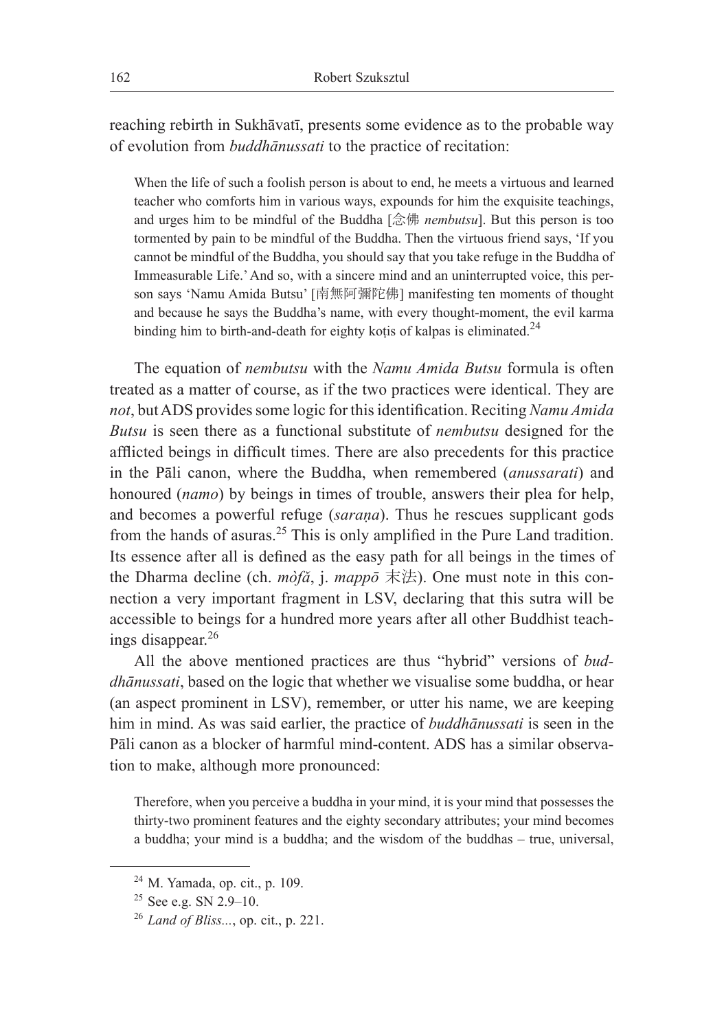reaching rebirth in Sukhāvatī, presents some evidence as to the probable way of evolution from *buddhānussati* to the practice of recitation:

> When the life of such a foolish person is about to end, he meets a virtuous and learned teacher who comforts him in various ways, expounds for him the exquisite teachings, and urges him to be mindful of the Buddha [念佛 *nembutsu*]. But this person is too tormented by pain to be mindful of the Buddha. Then the virtuous friend says, 'If you cannot be mindful of the Buddha, you should say that you take refuge in the Buddha of Immeasurable Life.' And so, with a sincere mind and an uninterrupted voice, this person says 'Namu Amida Butsu' [南無阿彌陀佛] manifesting ten moments of thought and because he says the Buddha's name, with every thought-moment, the evil karma binding him to birth-and-death for eighty koṭis of kalpas is eliminated.[24]

The equation of *nembutsu* with the *Namu Amida Butsu* formula is often treated as a matter of course, as if the two practices were identical. They are *not*, but ADS provides some logic for this identification. Reciting *Namu Amida Butsu* is seen there as a functional substitute of *nembutsu* designed for the afflicted beings in difficult times. There are also precedents for this practice in the Pāli canon, where the Buddha, when remembered (*anussarati*) and honoured (*namo*) by beings in times of trouble, answers their plea for help, and becomes a powerful refuge (*saraṇa*). Thus he rescues supplicant gods from the hands of asuras.[25] This is only amplified in the Pure Land tradition. Its essence after all is defined as the easy path for all beings in the times of the Dharma decline (ch. *mòfǎ*, j. *mappō* 末法). One must note in this connection a very important fragment in LSV, declaring that this sutra will be accessible to beings for a hundred more years after all other Buddhist teachings disappear.[26]

All the above mentioned practices are thus "hybrid" versions of *buddhānussati*, based on the logic that whether we visualise some buddha, or hear (an aspect prominent in LSV), remember, or utter his name, we are keeping him in mind. As was said earlier, the practice of *buddhānussati* is seen in the Pāli canon as a blocker of harmful mind-content. ADS has a similar observation to make, although more pronounced:

> Therefore, when you perceive a buddha in your mind, it is your mind that possesses the thirty-two prominent features and the eighty secondary attributes; your mind becomes a buddha; your mind is a buddha; and the wisdom of the buddhas – true, universal,

---

[24] M. Yamada, op. cit., p. 109.

[25] See e.g. SN 2.9–10.

[26] *Land of Bliss...*, op. cit., p. 221.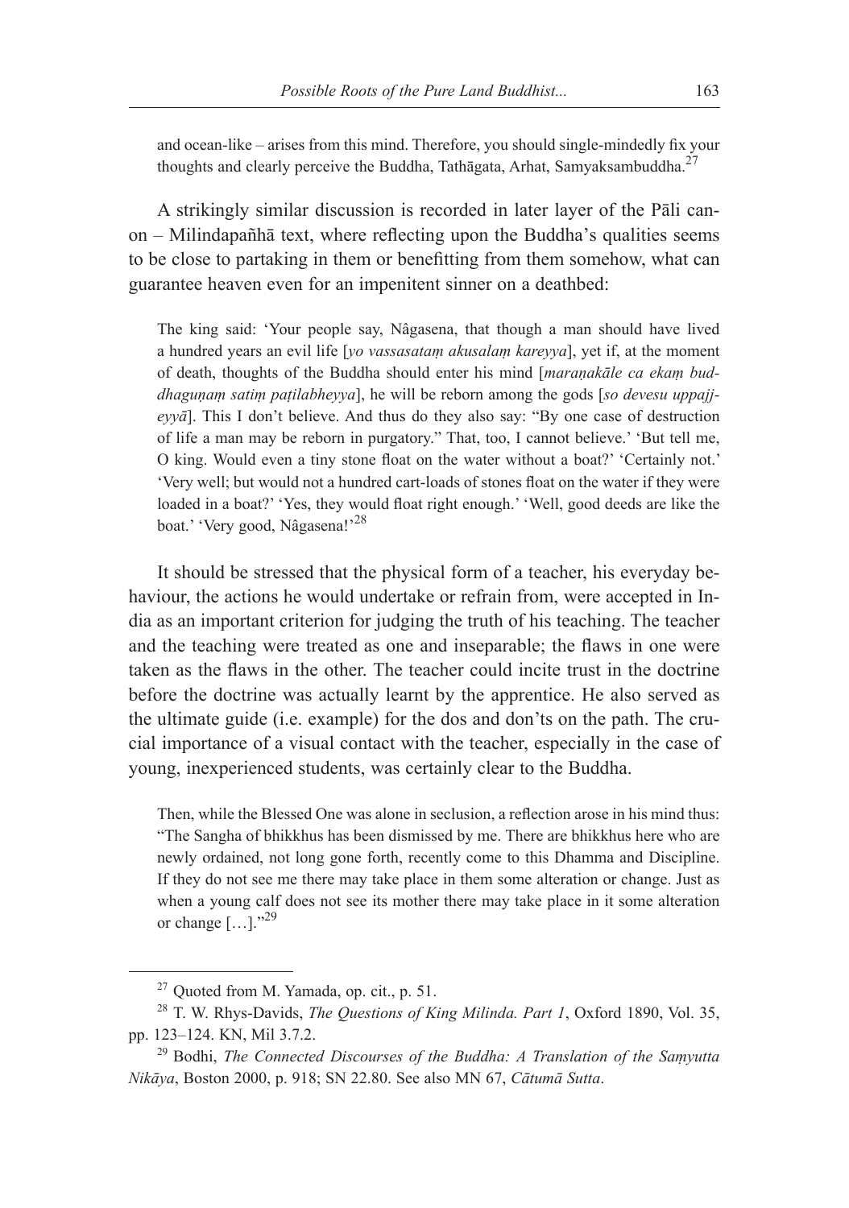and ocean-like – arises from this mind. Therefore, you should single-mindedly fix your thoughts and clearly perceive the Buddha, Tathāgata, Arhat, Samyaksambuddha.[27]

A strikingly similar discussion is recorded in later layer of the Pāli canon – Milindapañhā text, where reflecting upon the Buddha's qualities seems to be close to partaking in them or benefitting from them somehow, what can guarantee heaven even for an impenitent sinner on a deathbed:

> The king said: 'Your people say, Nâgasena, that though a man should have lived a hundred years an evil life [*yo vassasataṃ akusalaṃ kareyya*], yet if, at the moment of death, thoughts of the Buddha should enter his mind [*maraṇakāle ca ekaṃ buddhaguṇaṃ satiṃ paṭilabheyya*], he will be reborn among the gods [*so devesu uppajjeyyā*]. This I don't believe. And thus do they also say: "By one case of destruction of life a man may be reborn in purgatory." That, too, I cannot believe.' 'But tell me, O king. Would even a tiny stone float on the water without a boat?' 'Certainly not.' 'Very well; but would not a hundred cart-loads of stones float on the water if they were loaded in a boat?' 'Yes, they would float right enough.' 'Well, good deeds are like the boat.' 'Very good, Nâgasena!'[28]

It should be stressed that the physical form of a teacher, his everyday behaviour, the actions he would undertake or refrain from, were accepted in India as an important criterion for judging the truth of his teaching. The teacher and the teaching were treated as one and inseparable; the flaws in one were taken as the flaws in the other. The teacher could incite trust in the doctrine before the doctrine was actually learnt by the apprentice. He also served as the ultimate guide (i.e. example) for the dos and don'ts on the path. The crucial importance of a visual contact with the teacher, especially in the case of young, inexperienced students, was certainly clear to the Buddha.

> Then, while the Blessed One was alone in seclusion, a reflection arose in his mind thus: "The Sangha of bhikkhus has been dismissed by me. There are bhikkhus here who are newly ordained, not long gone forth, recently come to this Dhamma and Discipline. If they do not see me there may take place in them some alteration or change. Just as when a young calf does not see its mother there may take place in it some alteration or change […]."[29]

---

[27] Quoted from M. Yamada, op. cit., p. 51.

[28] T. W. Rhys-Davids, *The Questions of King Milinda. Part 1*, Oxford 1890, Vol. 35, pp. 123–124. KN, Mil 3.7.2.

[29] Bodhi, *The Connected Discourses of the Buddha: A Translation of the Saṃyutta Nikāya*, Boston 2000, p. 918; SN 22.80. See also MN 67, *Cātumā Sutta*.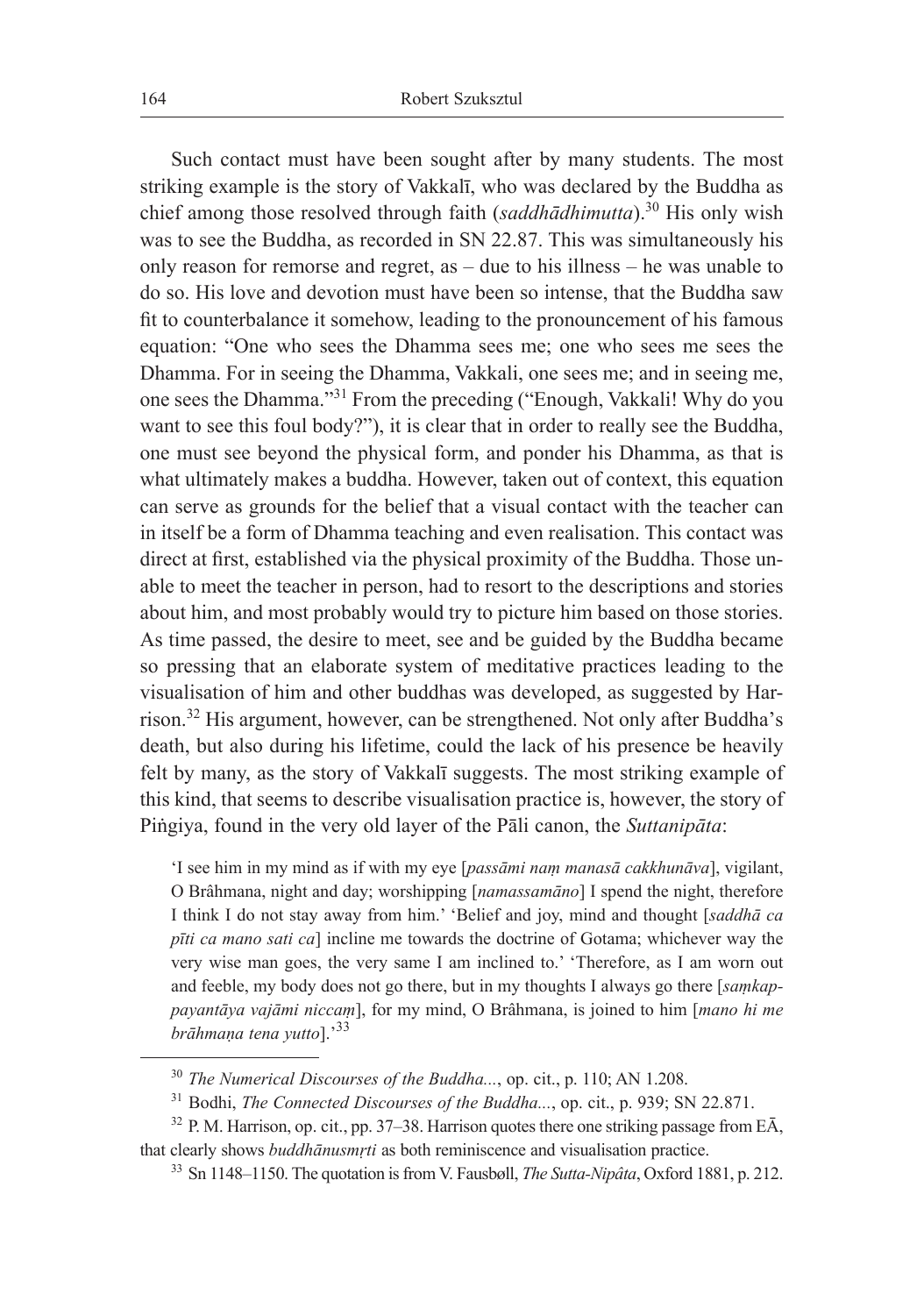Such contact must have been sought after by many students. The most striking example is the story of Vakkalī, who was declared by the Buddha as chief among those resolved through faith (*saddhādhimutta*).[30] His only wish was to see the Buddha, as recorded in SN 22.87. This was simultaneously his only reason for remorse and regret, as – due to his illness – he was unable to do so. His love and devotion must have been so intense, that the Buddha saw fit to counterbalance it somehow, leading to the pronouncement of his famous equation: "One who sees the Dhamma sees me; one who sees me sees the Dhamma. For in seeing the Dhamma, Vakkali, one sees me; and in seeing me, one sees the Dhamma."[31] From the preceding ("Enough, Vakkali! Why do you want to see this foul body?"), it is clear that in order to really see the Buddha, one must see beyond the physical form, and ponder his Dhamma, as that is what ultimately makes a buddha. However, taken out of context, this equation can serve as grounds for the belief that a visual contact with the teacher can in itself be a form of Dhamma teaching and even realisation. This contact was direct at first, established via the physical proximity of the Buddha. Those unable to meet the teacher in person, had to resort to the descriptions and stories about him, and most probably would try to picture him based on those stories. As time passed, the desire to meet, see and be guided by the Buddha became so pressing that an elaborate system of meditative practices leading to the visualisation of him and other buddhas was developed, as suggested by Harrison.[32] His argument, however, can be strengthened. Not only after Buddha's death, but also during his lifetime, could the lack of his presence be heavily felt by many, as the story of Vakkalī suggests. The most striking example of this kind, that seems to describe visualisation practice is, however, the story of Piṅgiya, found in the very old layer of the Pāli canon, the *Suttanipāta*:

> 'I see him in my mind as if with my eye [*passāmi naṃ manasā cakkhunāva*], vigilant, O Brâhmana, night and day; worshipping [*namassamāno*] I spend the night, therefore I think I do not stay away from him.' 'Belief and joy, mind and thought [*saddhā ca pīti ca mano sati ca*] incline me towards the doctrine of Gotama; whichever way the very wise man goes, the very same I am inclined to.' 'Therefore, as I am worn out and feeble, my body does not go there, but in my thoughts I always go there [*saṃkappayantāya vajāmi niccaṃ*], for my mind, O Brâhmana, is joined to him [*mano hi me brāhmaṇa tena yutto*].'[33]

---

[30] *The Numerical Discourses of the Buddha...*, op. cit., p. 110; AN 1.208.

[31] Bodhi, *The Connected Discourses of the Buddha...*, op. cit., p. 939; SN 22.871.

[32] P. M. Harrison, op. cit., pp. 37–38. Harrison quotes there one striking passage from EĀ, that clearly shows *buddhānusmṛti* as both reminiscence and visualisation practice.

[33] Sn 1148–1150. The quotation is from V. Fausbøll, *The Sutta-Nipâta*, Oxford 1881, p. 212.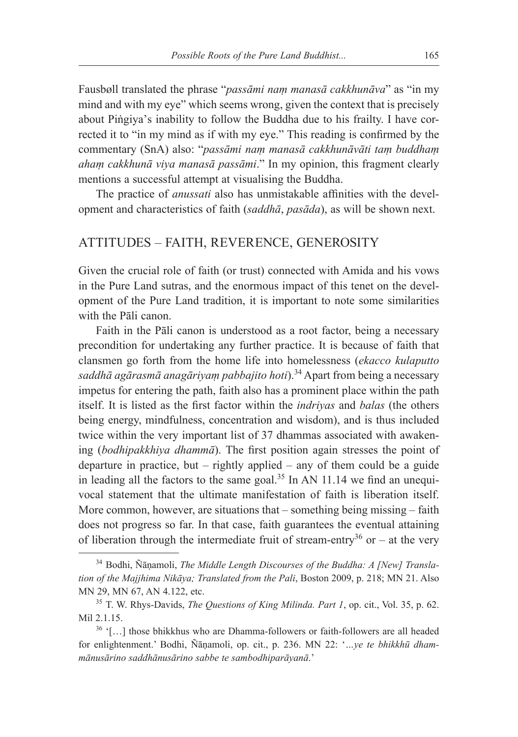Fausbøll translated the phrase "*passāmi naṃ manasā cakkhunāva*" as "in my mind and with my eye" which seems wrong, given the context that is precisely about Piṅgiya's inability to follow the Buddha due to his frailty. I have corrected it to "in my mind as if with my eye." This reading is confirmed by the commentary (SnA) also: "*passāmi naṃ manasā cakkhunāvāti taṃ buddhaṃ ahaṃ cakkhunā viya manasā passāmi*." In my opinion, this fragment clearly mentions a successful attempt at visualising the Buddha.

The practice of *anussati* also has unmistakable affinities with the development and characteristics of faith (*saddhā*, *pasāda*), as will be shown next.

## ATTITUDES – FAITH, REVERENCE, GENEROSITY

Given the crucial role of faith (or trust) connected with Amida and his vows in the Pure Land sutras, and the enormous impact of this tenet on the development of the Pure Land tradition, it is important to note some similarities with the Pāli canon.

Faith in the Pāli canon is understood as a root factor, being a necessary precondition for undertaking any further practice. It is because of faith that clansmen go forth from the home life into homelessness (*ekacco kulaputto saddhā agārasmā anagāriyaṃ pabbajito hoti*).[34] Apart from being a necessary impetus for entering the path, faith also has a prominent place within the path itself. It is listed as the first factor within the *indriyas* and *balas* (the others being energy, mindfulness, concentration and wisdom), and is thus included twice within the very important list of 37 dhammas associated with awakening (*bodhipakkhiya dhammā*). The first position again stresses the point of departure in practice, but – rightly applied – any of them could be a guide in leading all the factors to the same goal.[35] In AN 11.14 we find an unequivocal statement that the ultimate manifestation of faith is liberation itself. More common, however, are situations that – something being missing – faith does not progress so far. In that case, faith guarantees the eventual attaining of liberation through the intermediate fruit of stream-entry[36] or – at the very

---

[34] Bodhi, Ñāṇamoli, *The Middle Length Discourses of the Buddha: A [New] Translation of the Majjhima Nikāya; Translated from the Pali*, Boston 2009, p. 218; MN 21. Also MN 29, MN 67, AN 4.122, etc.

[35] T. W. Rhys-Davids, *The Questions of King Milinda. Part 1*, op. cit., Vol. 35, p. 62. Mil 2.1.15.

[36] '[…] those bhikkhus who are Dhamma-followers or faith-followers are all headed for enlightenment.' Bodhi, Ñāṇamoli, op. cit., p. 236. MN 22: '*...ye te bhikkhū dhammānusārino saddhānusārino sabbe te sambodhiparāyanā*.'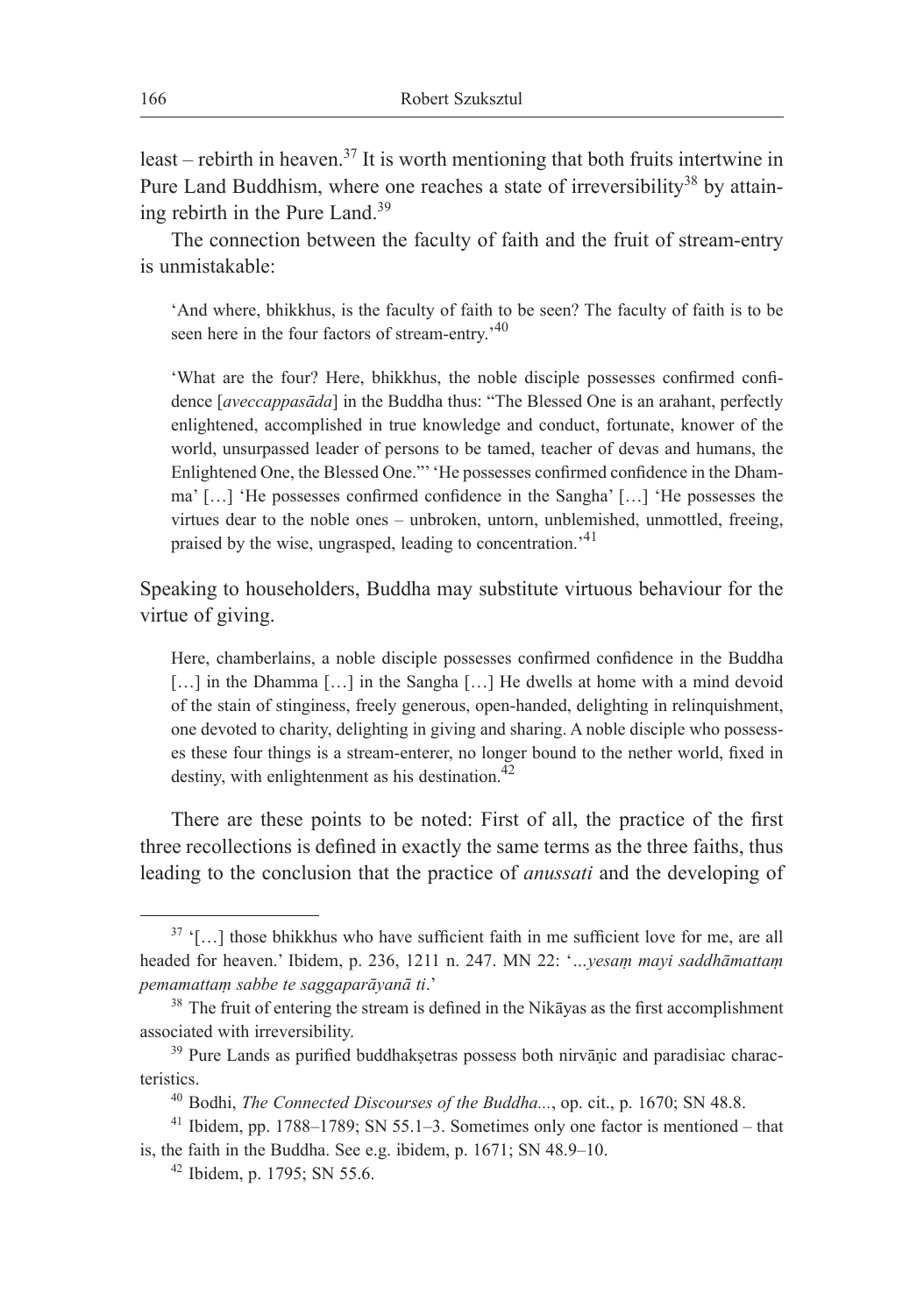least – rebirth in heaven.[37] It is worth mentioning that both fruits intertwine in Pure Land Buddhism, where one reaches a state of irreversibility[38] by attaining rebirth in the Pure Land.[39]

The connection between the faculty of faith and the fruit of stream-entry is unmistakable:

> 'And where, bhikkhus, is the faculty of faith to be seen? The faculty of faith is to be seen here in the four factors of stream-entry.'[40]

> 'What are the four? Here, bhikkhus, the noble disciple possesses confirmed confidence [*aveccappasāda*] in the Buddha thus: "The Blessed One is an arahant, perfectly enlightened, accomplished in true knowledge and conduct, fortunate, knower of the world, unsurpassed leader of persons to be tamed, teacher of devas and humans, the Enlightened One, the Blessed One."' 'He possesses confirmed confidence in the Dhamma' […] 'He possesses confirmed confidence in the Sangha' […] 'He possesses the virtues dear to the noble ones – unbroken, untorn, unblemished, unmottled, freeing, praised by the wise, ungrasped, leading to concentration.'[41]

Speaking to householders, Buddha may substitute virtuous behaviour for the virtue of giving.

> Here, chamberlains, a noble disciple possesses confirmed confidence in the Buddha […] in the Dhamma […] in the Sangha […] He dwells at home with a mind devoid of the stain of stinginess, freely generous, open-handed, delighting in relinquishment, one devoted to charity, delighting in giving and sharing. A noble disciple who possesses these four things is a stream-enterer, no longer bound to the nether world, fixed in destiny, with enlightenment as his destination.[42]

There are these points to be noted: First of all, the practice of the first three recollections is defined in exactly the same terms as the three faiths, thus leading to the conclusion that the practice of *anussati* and the developing of

---

[37] '[…] those bhikkhus who have sufficient faith in me sufficient love for me, are all headed for heaven.' Ibidem, p. 236, 1211 n. 247. MN 22: '*...yesaṃ mayi saddhāmattaṃ pemamattaṃ sabbe te saggaparāyanā ti*.'

[38] The fruit of entering the stream is defined in the Nikāyas as the first accomplishment associated with irreversibility.

[39] Pure Lands as purified buddhakṣetras possess both nirvāṇic and paradisiac characteristics.

[40] Bodhi, *The Connected Discourses of the Buddha...*, op. cit., p. 1670; SN 48.8.

[41] Ibidem, pp. 1788–1789; SN 55.1–3. Sometimes only one factor is mentioned – that is, the faith in the Buddha. See e.g. ibidem, p. 1671; SN 48.9–10.

[42] Ibidem, p. 1795; SN 55.6.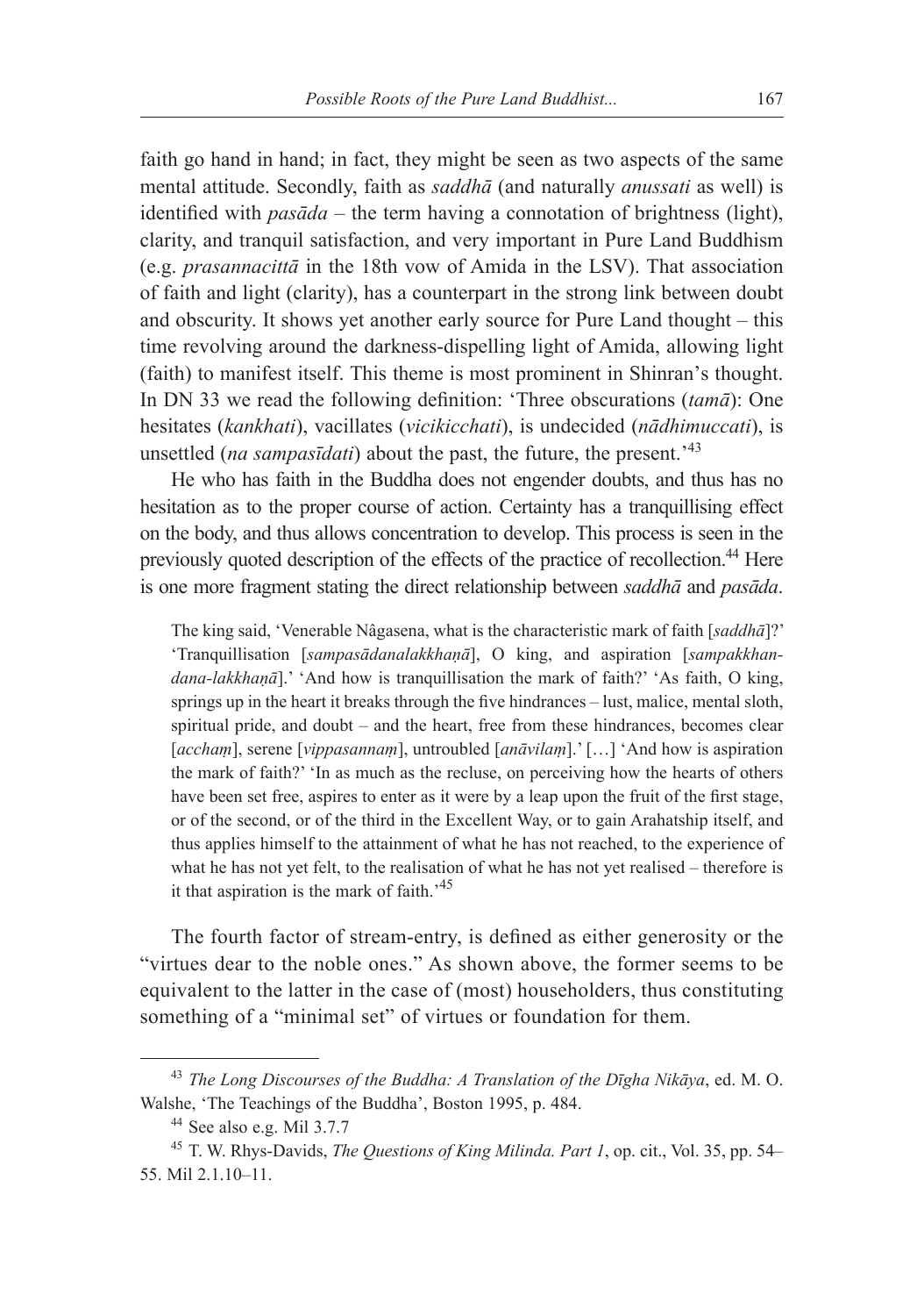faith go hand in hand; in fact, they might be seen as two aspects of the same mental attitude. Secondly, faith as *saddhā* (and naturally *anussati* as well) is identified with *pasāda* – the term having a connotation of brightness (light), clarity, and tranquil satisfaction, and very important in Pure Land Buddhism (e.g. *prasannacittā* in the 18th vow of Amida in the LSV). That association of faith and light (clarity), has a counterpart in the strong link between doubt and obscurity. It shows yet another early source for Pure Land thought – this time revolving around the darkness-dispelling light of Amida, allowing light (faith) to manifest itself. This theme is most prominent in Shinran's thought. In DN 33 we read the following definition: 'Three obscurations (*tamā*): One hesitates (*kankhati*), vacillates (*vicikicchati*), is undecided (*nādhimuccati*), is unsettled (*na sampasīdati*) about the past, the future, the present.'[43]

He who has faith in the Buddha does not engender doubts, and thus has no hesitation as to the proper course of action. Certainty has a tranquillising effect on the body, and thus allows concentration to develop. This process is seen in the previously quoted description of the effects of the practice of recollection.[44] Here is one more fragment stating the direct relationship between *saddhā* and *pasāda*.

> The king said, 'Venerable Nâgasena, what is the characteristic mark of faith [*saddhā*]?' 'Tranquillisation [*sampasādanalakkhaṇā*], O king, and aspiration [*sampakkhandana-lakkhaṇā*].' 'And how is tranquillisation the mark of faith?' 'As faith, O king, springs up in the heart it breaks through the five hindrances – lust, malice, mental sloth, spiritual pride, and doubt – and the heart, free from these hindrances, becomes clear [*acchaṃ*], serene [*vippasannaṃ*], untroubled [*anāvilaṃ*].' […] 'And how is aspiration the mark of faith?' 'In as much as the recluse, on perceiving how the hearts of others have been set free, aspires to enter as it were by a leap upon the fruit of the first stage, or of the second, or of the third in the Excellent Way, or to gain Arahatship itself, and thus applies himself to the attainment of what he has not reached, to the experience of what he has not yet felt, to the realisation of what he has not yet realised – therefore is it that aspiration is the mark of faith.'[45]

The fourth factor of stream-entry, is defined as either generosity or the "virtues dear to the noble ones." As shown above, the former seems to be equivalent to the latter in the case of (most) householders, thus constituting something of a "minimal set" of virtues or foundation for them.

---

[43] *The Long Discourses of the Buddha: A Translation of the Dīgha Nikāya*, ed. M. O. Walshe, 'The Teachings of the Buddha', Boston 1995, p. 484.

[44] See also e.g. Mil 3.7.7

[45] T. W. Rhys-Davids, *The Questions of King Milinda. Part 1*, op. cit., Vol. 35, pp. 54–55. Mil 2.1.10–11.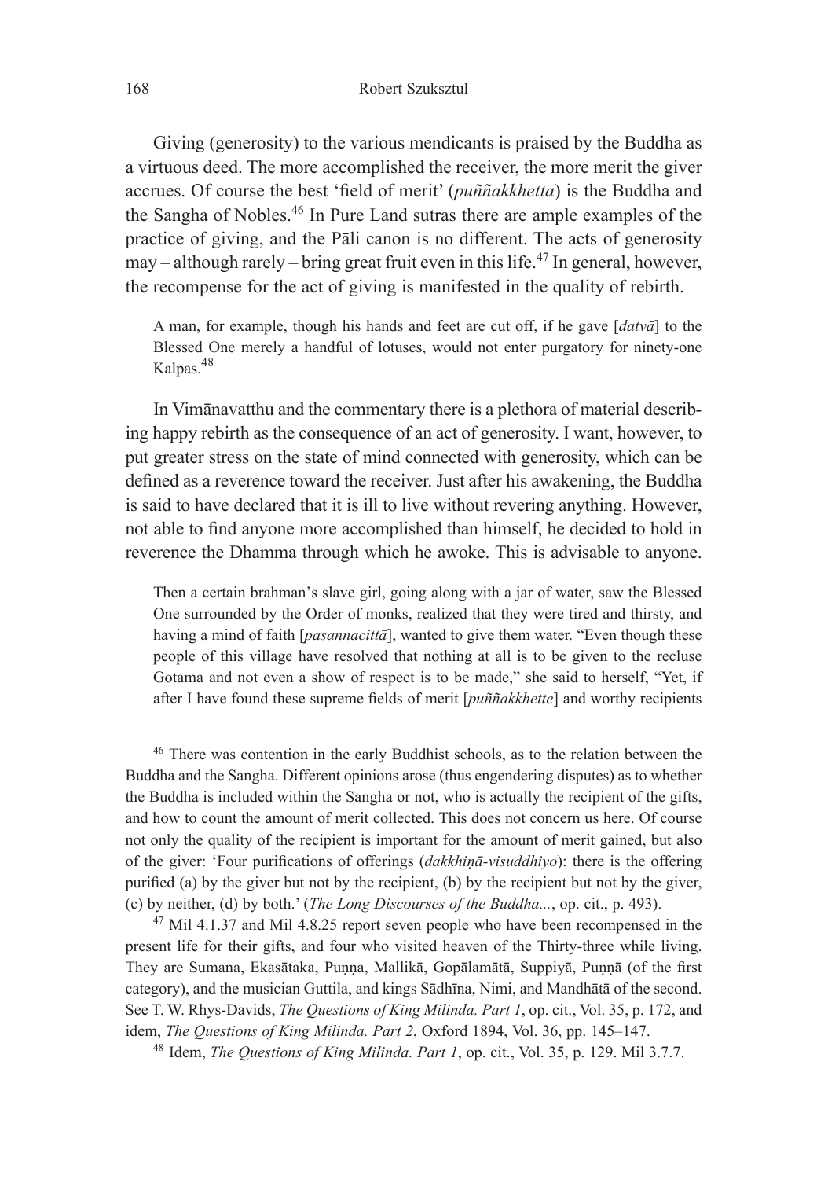Giving (generosity) to the various mendicants is praised by the Buddha as a virtuous deed. The more accomplished the receiver, the more merit the giver accrues. Of course the best 'field of merit' (*puññakkhetta*) is the Buddha and the Sangha of Nobles.[46] In Pure Land sutras there are ample examples of the practice of giving, and the Pāli canon is no different. The acts of generosity may – although rarely – bring great fruit even in this life.[47] In general, however, the recompense for the act of giving is manifested in the quality of rebirth.

> A man, for example, though his hands and feet are cut off, if he gave [*datvā*] to the Blessed One merely a handful of lotuses, would not enter purgatory for ninety-one Kalpas.[48]

In Vimānavatthu and the commentary there is a plethora of material describing happy rebirth as the consequence of an act of generosity. I want, however, to put greater stress on the state of mind connected with generosity, which can be defined as a reverence toward the receiver. Just after his awakening, the Buddha is said to have declared that it is ill to live without revering anything. However, not able to find anyone more accomplished than himself, he decided to hold in reverence the Dhamma through which he awoke. This is advisable to anyone.

> Then a certain brahman's slave girl, going along with a jar of water, saw the Blessed One surrounded by the Order of monks, realized that they were tired and thirsty, and having a mind of faith [*pasannacittā*], wanted to give them water. "Even though these people of this village have resolved that nothing at all is to be given to the recluse Gotama and not even a show of respect is to be made," she said to herself, "Yet, if after I have found these supreme fields of merit [*puññakkhette*] and worthy recipients

---

[46] There was contention in the early Buddhist schools, as to the relation between the Buddha and the Sangha. Different opinions arose (thus engendering disputes) as to whether the Buddha is included within the Sangha or not, who is actually the recipient of the gifts, and how to count the amount of merit collected. This does not concern us here. Of course not only the quality of the recipient is important for the amount of merit gained, but also of the giver: 'Four purifications of offerings (*dakkhiṇā-visuddhiyo*): there is the offering purified (a) by the giver but not by the recipient, (b) by the recipient but not by the giver, (c) by neither, (d) by both.' (*The Long Discourses of the Buddha...*, op. cit., p. 493).

[47] Mil 4.1.37 and Mil 4.8.25 report seven people who have been recompensed in the present life for their gifts, and four who visited heaven of the Thirty-three while living. They are Sumana, Ekasātaka, Puṇṇa, Mallikā, Gopālamātā, Suppiyā, Puṇṇā (of the first category), and the musician Guttila, and kings Sādhīna, Nimi, and Mandhātā of the second. See T. W. Rhys-Davids, *The Questions of King Milinda. Part 1*, op. cit., Vol. 35, p. 172, and idem, *The Questions of King Milinda. Part 2*, Oxford 1894, Vol. 36, pp. 145–147.

[48] Idem, *The Questions of King Milinda. Part 1*, op. cit., Vol. 35, p. 129. Mil 3.7.7.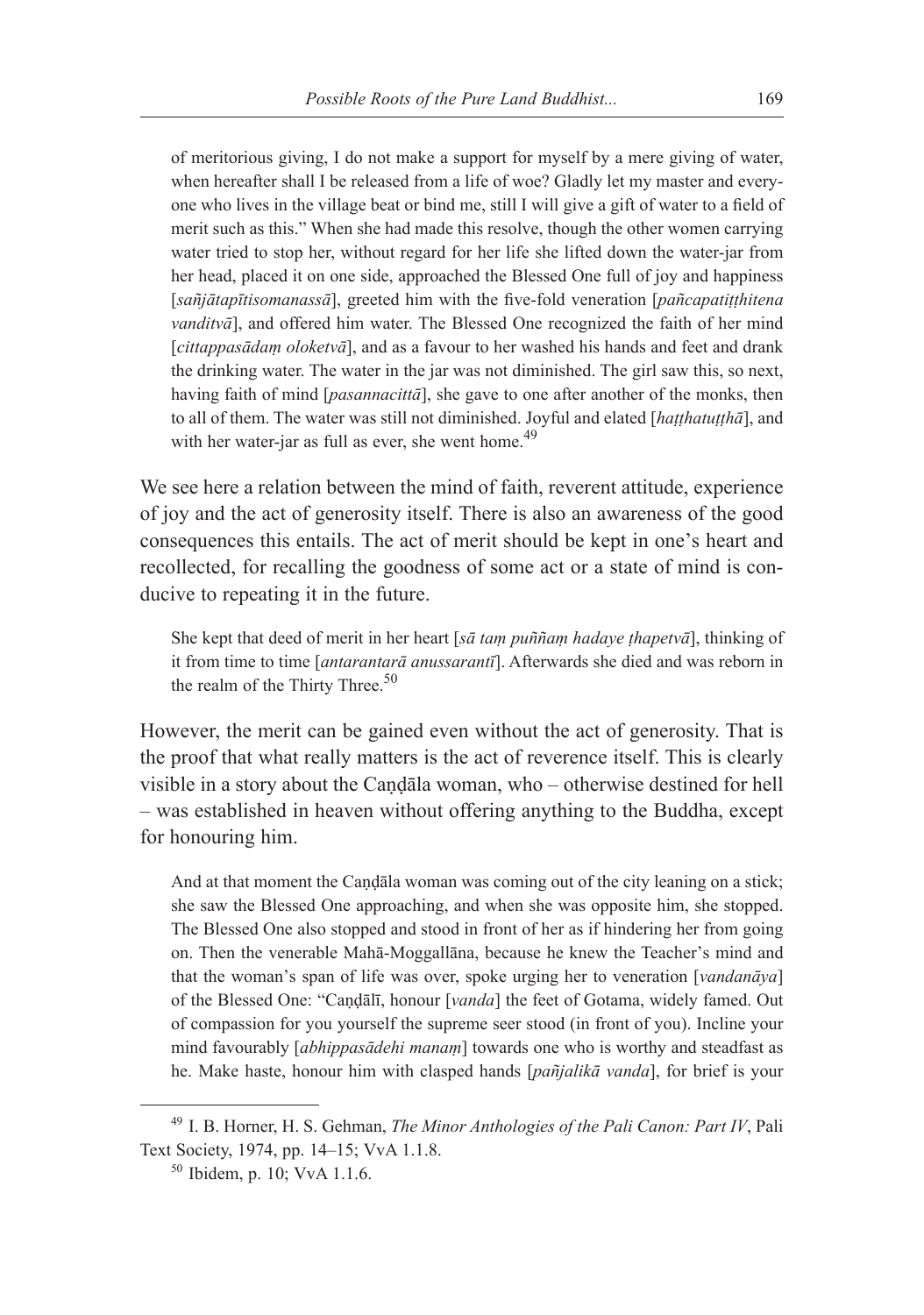> of meritorious giving, I do not make a support for myself by a mere giving of water, when hereafter shall I be released from a life of woe? Gladly let my master and everyone who lives in the village beat or bind me, still I will give a gift of water to a field of merit such as this." When she had made this resolve, though the other women carrying water tried to stop her, without regard for her life she lifted down the water-jar from her head, placed it on one side, approached the Blessed One full of joy and happiness [*sañjātapītisomanassā*], greeted him with the five-fold veneration [*pañcapatiṭṭhitena vanditvā*], and offered him water. The Blessed One recognized the faith of her mind [*cittappasādaṃ oloketvā*], and as a favour to her washed his hands and feet and drank the drinking water. The water in the jar was not diminished. The girl saw this, so next, having faith of mind [*pasannacittā*], she gave to one after another of the monks, then to all of them. The water was still not diminished. Joyful and elated [*haṭṭhatuṭṭhā*], and with her water-jar as full as ever, she went home.[49]

We see here a relation between the mind of faith, reverent attitude, experience of joy and the act of generosity itself. There is also an awareness of the good consequences this entails. The act of merit should be kept in one's heart and recollected, for recalling the goodness of some act or a state of mind is conducive to repeating it in the future.

> She kept that deed of merit in her heart [*sā taṃ puññaṃ hadaye ṭhapetvā*], thinking of it from time to time [*antarantarā anussarantī*]. Afterwards she died and was reborn in the realm of the Thirty Three.[50]

However, the merit can be gained even without the act of generosity. That is the proof that what really matters is the act of reverence itself. This is clearly visible in a story about the Caṇḍāla woman, who – otherwise destined for hell – was established in heaven without offering anything to the Buddha, except for honouring him.

> And at that moment the Caṇḍāla woman was coming out of the city leaning on a stick; she saw the Blessed One approaching, and when she was opposite him, she stopped. The Blessed One also stopped and stood in front of her as if hindering her from going on. Then the venerable Mahā-Moggallāna, because he knew the Teacher's mind and that the woman's span of life was over, spoke urging her to veneration [*vandanāya*] of the Blessed One: "Caṇḍālī, honour [*vanda*] the feet of Gotama, widely famed. Out of compassion for you yourself the supreme seer stood (in front of you). Incline your mind favourably [*abhippasādehi manaṃ*] towards one who is worthy and steadfast as he. Make haste, honour him with clasped hands [*pañjalikā vanda*], for brief is your

---

[49] I. B. Horner, H. S. Gehman, *The Minor Anthologies of the Pali Canon: Part IV*, Pali Text Society, 1974, pp. 14–15; VvA 1.1.8.

[50] Ibidem, p. 10; VvA 1.1.6.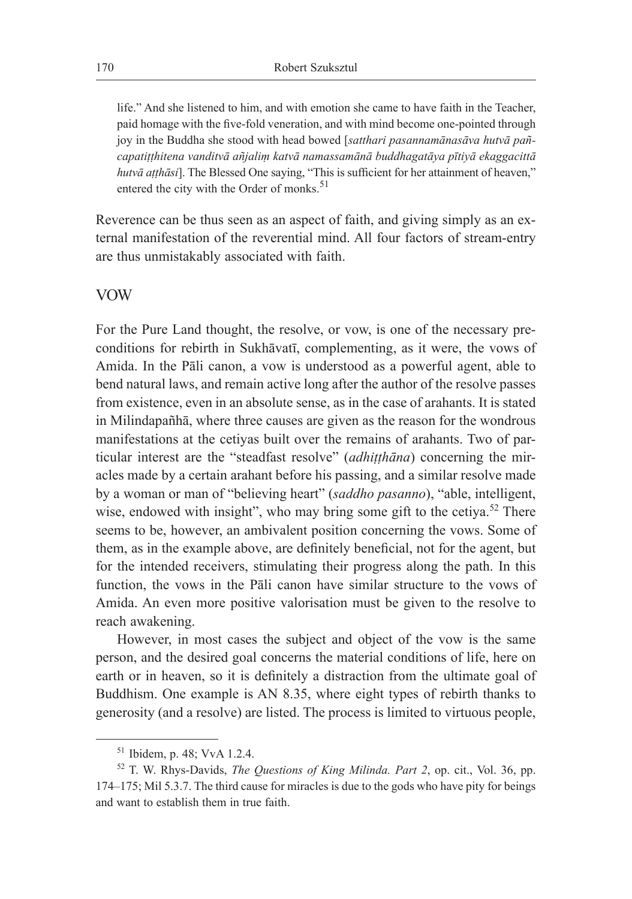> life." And she listened to him, and with emotion she came to have faith in the Teacher, paid homage with the five-fold veneration, and with mind become one-pointed through joy in the Buddha she stood with head bowed [*satthari pasannamānasāva hutvā pañcapatiṭṭhitena vanditvā añjaliṃ katvā namassamānā buddhagatāya pītiyā ekaggacittā hutvā aṭṭhāsi*]. The Blessed One saying, "This is sufficient for her attainment of heaven," entered the city with the Order of monks.[51]

Reverence can be thus seen as an aspect of faith, and giving simply as an external manifestation of the reverential mind. All four factors of stream-entry are thus unmistakably associated with faith.

## VOW

For the Pure Land thought, the resolve, or vow, is one of the necessary preconditions for rebirth in Sukhāvatī, complementing, as it were, the vows of Amida. In the Pāli canon, a vow is understood as a powerful agent, able to bend natural laws, and remain active long after the author of the resolve passes from existence, even in an absolute sense, as in the case of arahants. It is stated in Milindapañhā, where three causes are given as the reason for the wondrous manifestations at the cetiyas built over the remains of arahants. Two of particular interest are the "steadfast resolve" (*adhiṭṭhāna*) concerning the miracles made by a certain arahant before his passing, and a similar resolve made by a woman or man of "believing heart" (*saddho pasanno*), "able, intelligent, wise, endowed with insight", who may bring some gift to the cetiya.[52] There seems to be, however, an ambivalent position concerning the vows. Some of them, as in the example above, are definitely beneficial, not for the agent, but for the intended receivers, stimulating their progress along the path. In this function, the vows in the Pāli canon have similar structure to the vows of Amida. An even more positive valorisation must be given to the resolve to reach awakening.

However, in most cases the subject and object of the vow is the same person, and the desired goal concerns the material conditions of life, here on earth or in heaven, so it is definitely a distraction from the ultimate goal of Buddhism. One example is AN 8.35, where eight types of rebirth thanks to generosity (and a resolve) are listed. The process is limited to virtuous people,

---

[51] Ibidem, p. 48; VvA 1.2.4.

[52] T. W. Rhys-Davids, *The Questions of King Milinda. Part 2*, op. cit., Vol. 36, pp. 174–175; Mil 5.3.7. The third cause for miracles is due to the gods who have pity for beings and want to establish them in true faith.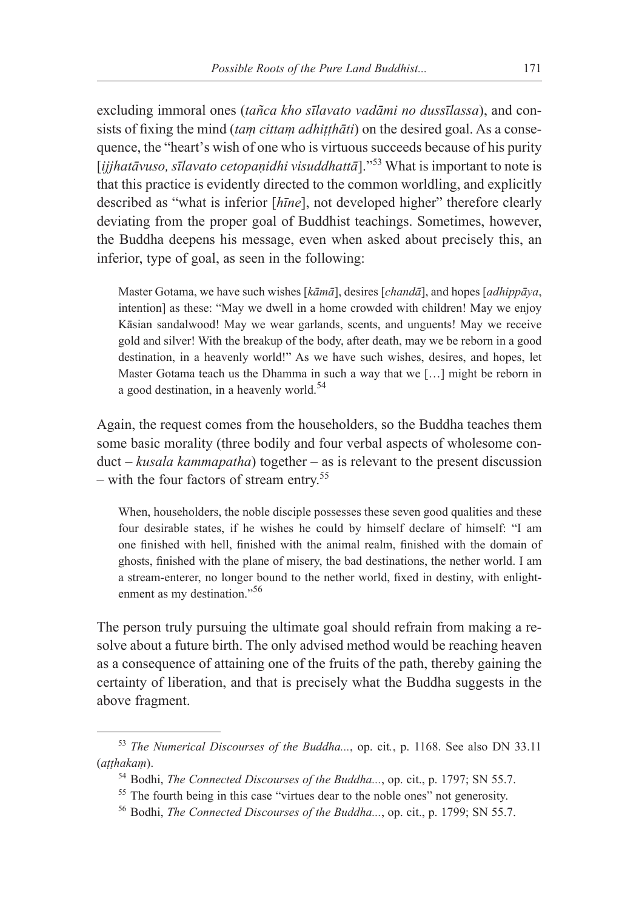excluding immoral ones (*tañca kho sīlavato vadāmi no dussīlassa*), and consists of fixing the mind (*taṃ cittaṃ adhiṭṭhāti*) on the desired goal. As a consequence, the "heart's wish of one who is virtuous succeeds because of his purity [*ijjhatāvuso, sīlavato cetopaṇidhi visuddhattā*]."[53] What is important to note is that this practice is evidently directed to the common worldling, and explicitly described as "what is inferior [*hīne*], not developed higher" therefore clearly deviating from the proper goal of Buddhist teachings. Sometimes, however, the Buddha deepens his message, even when asked about precisely this, an inferior, type of goal, as seen in the following:

> Master Gotama, we have such wishes [*kāmā*], desires [*chandā*], and hopes [*adhippāya*, intention] as these: "May we dwell in a home crowded with children! May we enjoy Kāsian sandalwood! May we wear garlands, scents, and unguents! May we receive gold and silver! With the breakup of the body, after death, may we be reborn in a good destination, in a heavenly world!" As we have such wishes, desires, and hopes, let Master Gotama teach us the Dhamma in such a way that we […] might be reborn in a good destination, in a heavenly world.[54]

Again, the request comes from the householders, so the Buddha teaches them some basic morality (three bodily and four verbal aspects of wholesome conduct – *kusala kammapatha*) together – as is relevant to the present discussion – with the four factors of stream entry.[55]

> When, householders, the noble disciple possesses these seven good qualities and these four desirable states, if he wishes he could by himself declare of himself: "I am one finished with hell, finished with the animal realm, finished with the domain of ghosts, finished with the plane of misery, the bad destinations, the nether world. I am a stream-enterer, no longer bound to the nether world, fixed in destiny, with enlightenment as my destination."[56]

The person truly pursuing the ultimate goal should refrain from making a resolve about a future birth. The only advised method would be reaching heaven as a consequence of attaining one of the fruits of the path, thereby gaining the certainty of liberation, and that is precisely what the Buddha suggests in the above fragment.

---

[53] *The Numerical Discourses of the Buddha...*, op. cit., p. 1168. See also DN 33.11 (*aṭṭhakaṃ*).

[54] Bodhi, *The Connected Discourses of the Buddha...*, op. cit., p. 1797; SN 55.7.

[55] The fourth being in this case "virtues dear to the noble ones" not generosity.

[56] Bodhi, *The Connected Discourses of the Buddha...*, op. cit., p. 1799; SN 55.7.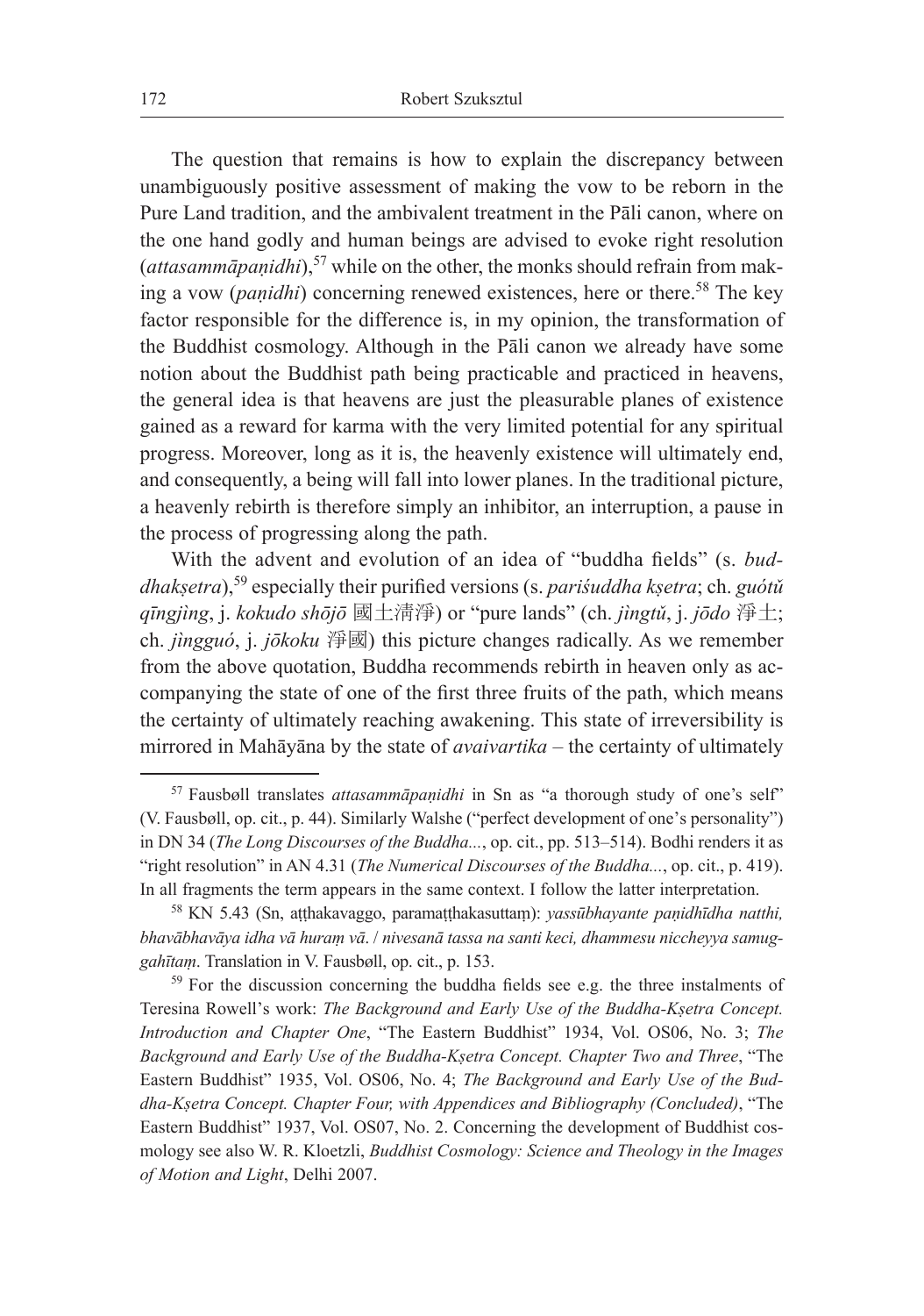The question that remains is how to explain the discrepancy between unambiguously positive assessment of making the vow to be reborn in the Pure Land tradition, and the ambivalent treatment in the Pāli canon, where on the one hand godly and human beings are advised to evoke right resolution (*attasammāpaṇidhi*),[57] while on the other, the monks should refrain from making a vow (*paṇidhi*) concerning renewed existences, here or there.[58] The key factor responsible for the difference is, in my opinion, the transformation of the Buddhist cosmology. Although in the Pāli canon we already have some notion about the Buddhist path being practicable and practiced in heavens, the general idea is that heavens are just the pleasurable planes of existence gained as a reward for karma with the very limited potential for any spiritual progress. Moreover, long as it is, the heavenly existence will ultimately end, and consequently, a being will fall into lower planes. In the traditional picture, a heavenly rebirth is therefore simply an inhibitor, an interruption, a pause in the process of progressing along the path.

With the advent and evolution of an idea of "buddha fields" (s. *buddhakṣetra*),[59] especially their purified versions (s. *pariśuddha kṣetra*; ch. *guótǔ qīngjìng*, j. *kokudo shōjō* 國土清淨) or "pure lands" (ch. *jìngtǔ*, j. *jōdo* 淨土; ch. *jìngguó*, j. *jōkoku* 淨國) this picture changes radically. As we remember from the above quotation, Buddha recommends rebirth in heaven only as accompanying the state of one of the first three fruits of the path, which means the certainty of ultimately reaching awakening. This state of irreversibility is mirrored in Mahāyāna by the state of *avaivartika* – the certainty of ultimately

---

[57] Fausbøll translates *attasammāpaṇidhi* in Sn as "a thorough study of one's self" (V. Fausbøll, op. cit., p. 44). Similarly Walshe ("perfect development of one's personality") in DN 34 (*The Long Discourses of the Buddha...*, op. cit., pp. 513–514). Bodhi renders it as "right resolution" in AN 4.31 (*The Numerical Discourses of the Buddha...*, op. cit., p. 419). In all fragments the term appears in the same context. I follow the latter interpretation.

[58] KN 5.43 (Sn, aṭṭhakavaggo, paramaṭṭhakasuttaṃ): *yassūbhayante paṇidhīdha natthi, bhavābhavāya idha vā huraṃ vā. / nivesanā tassa na santi keci, dhammesu niccheyya samuggahītaṃ*. Translation in V. Fausbøll, op. cit., p. 153.

[59] For the discussion concerning the buddha fields see e.g. the three instalments of Teresina Rowell's work: *The Background and Early Use of the Buddha-Kṣetra Concept. Introduction and Chapter One*, "The Eastern Buddhist" 1934, Vol. OS06, No. 3; *The Background and Early Use of the Buddha-Kṣetra Concept. Chapter Two and Three*, "The Eastern Buddhist" 1935, Vol. OS06, No. 4; *The Background and Early Use of the Buddha-Kṣetra Concept. Chapter Four, with Appendices and Bibliography (Concluded)*, "The Eastern Buddhist" 1937, Vol. OS07, No. 2. Concerning the development of Buddhist cosmology see also W. R. Kloetzli, *Buddhist Cosmology: Science and Theology in the Images of Motion and Light*, Delhi 2007.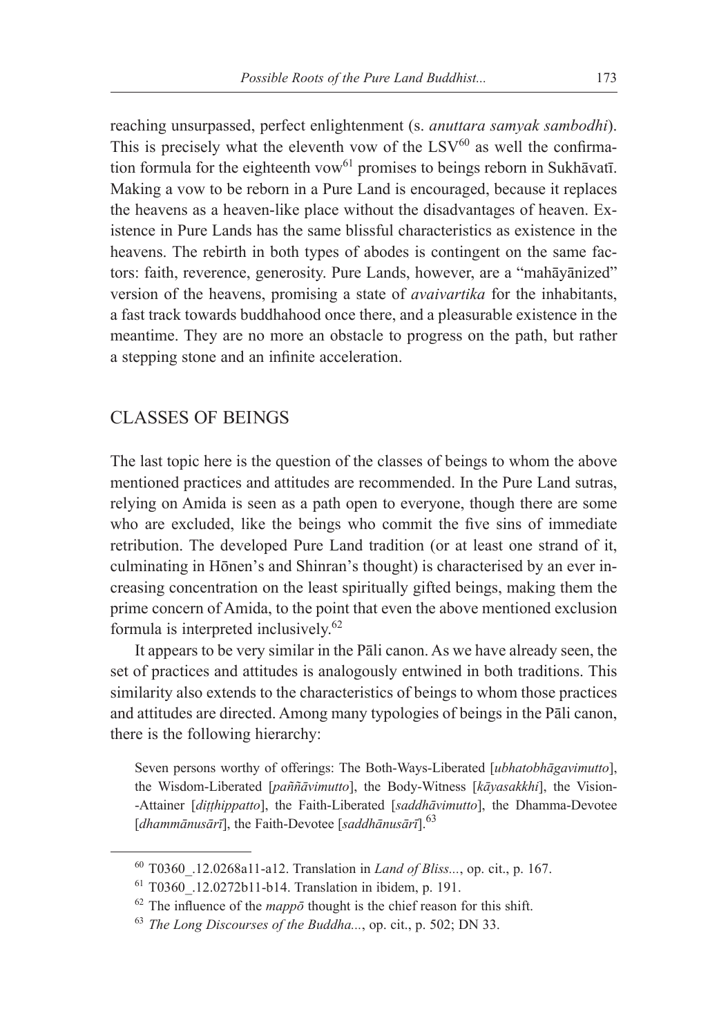reaching unsurpassed, perfect enlightenment (s. *anuttara samyak sambodhi*). This is precisely what the eleventh vow of the LSV[60] as well the confirmation formula for the eighteenth vow[61] promises to beings reborn in Sukhāvatī. Making a vow to be reborn in a Pure Land is encouraged, because it replaces the heavens as a heaven-like place without the disadvantages of heaven. Existence in Pure Lands has the same blissful characteristics as existence in the heavens. The rebirth in both types of abodes is contingent on the same factors: faith, reverence, generosity. Pure Lands, however, are a "mahāyānized" version of the heavens, promising a state of *avaivartika* for the inhabitants, a fast track towards buddhahood once there, and a pleasurable existence in the meantime. They are no more an obstacle to progress on the path, but rather a stepping stone and an infinite acceleration.

## CLASSES OF BEINGS

The last topic here is the question of the classes of beings to whom the above mentioned practices and attitudes are recommended. In the Pure Land sutras, relying on Amida is seen as a path open to everyone, though there are some who are excluded, like the beings who commit the five sins of immediate retribution. The developed Pure Land tradition (or at least one strand of it, culminating in Hōnen's and Shinran's thought) is characterised by an ever increasing concentration on the least spiritually gifted beings, making them the prime concern of Amida, to the point that even the above mentioned exclusion formula is interpreted inclusively.[62]

It appears to be very similar in the Pāli canon. As we have already seen, the set of practices and attitudes is analogously entwined in both traditions. This similarity also extends to the characteristics of beings to whom those practices and attitudes are directed. Among many typologies of beings in the Pāli canon, there is the following hierarchy:

> Seven persons worthy of offerings: The Both-Ways-Liberated [*ubhatobhāgavimutto*], the Wisdom-Liberated [*paññāvimutto*], the Body-Witness [*kāyasakkhi*], the Vision-Attainer [*diṭṭhippatto*], the Faith-Liberated [*saddhāvimutto*], the Dhamma-Devotee [*dhammānusārī*], the Faith-Devotee [*saddhānusārī*].[63]

---

[60] T0360_.12.0268a11-a12. Translation in *Land of Bliss...*, op. cit., p. 167.

[61] T0360_.12.0272b11-b14. Translation in ibidem, p. 191.

[62] The influence of the *mappō* thought is the chief reason for this shift.

[63] *The Long Discourses of the Buddha...*, op. cit., p. 502; DN 33.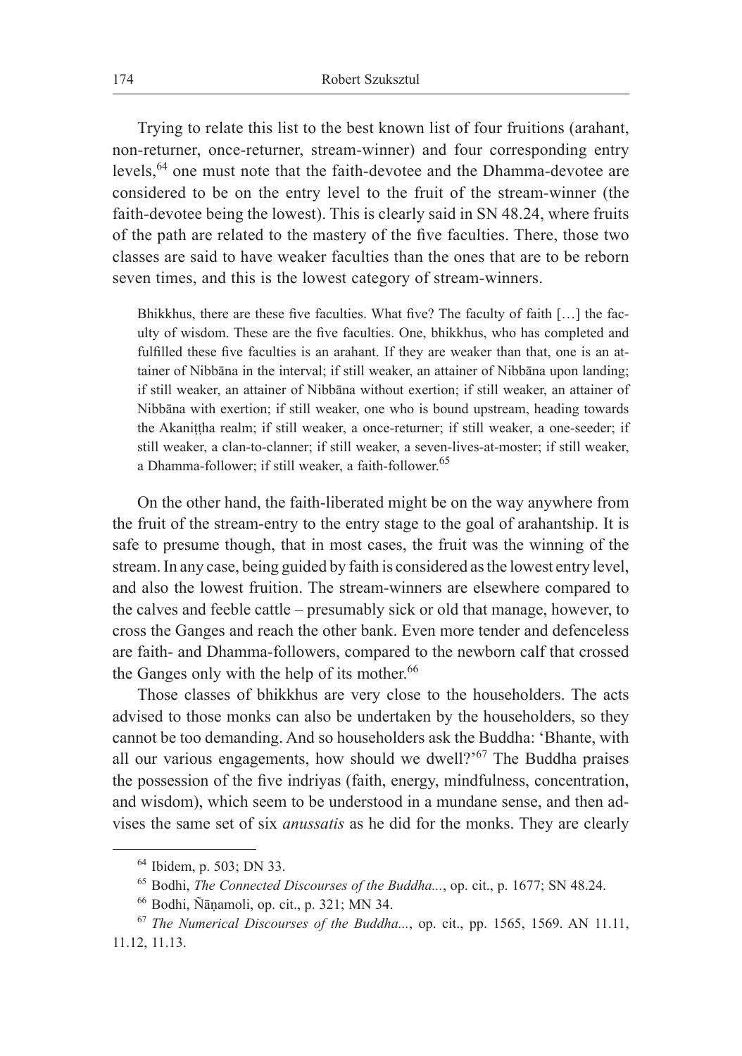Trying to relate this list to the best known list of four fruitions (arahant, non-returner, once-returner, stream-winner) and four corresponding entry levels,[64] one must note that the faith-devotee and the Dhamma-devotee are considered to be on the entry level to the fruit of the stream-winner (the faith-devotee being the lowest). This is clearly said in SN 48.24, where fruits of the path are related to the mastery of the five faculties. There, those two classes are said to have weaker faculties than the ones that are to be reborn seven times, and this is the lowest category of stream-winners.

> Bhikkhus, there are these five faculties. What five? The faculty of faith […] the faculty of wisdom. These are the five faculties. One, bhikkhus, who has completed and fulfilled these five faculties is an arahant. If they are weaker than that, one is an attainer of Nibbāna in the interval; if still weaker, an attainer of Nibbāna upon landing; if still weaker, an attainer of Nibbāna without exertion; if still weaker, an attainer of Nibbāna with exertion; if still weaker, one who is bound upstream, heading towards the Akaniṭṭha realm; if still weaker, a once-returner; if still weaker, a one-seeder; if still weaker, a clan-to-clanner; if still weaker, a seven-lives-at-moster; if still weaker, a Dhamma-follower; if still weaker, a faith-follower.[65]

On the other hand, the faith-liberated might be on the way anywhere from the fruit of the stream-entry to the entry stage to the goal of arahantship. It is safe to presume though, that in most cases, the fruit was the winning of the stream. In any case, being guided by faith is considered as the lowest entry level, and also the lowest fruition. The stream-winners are elsewhere compared to the calves and feeble cattle – presumably sick or old that manage, however, to cross the Ganges and reach the other bank. Even more tender and defenceless are faith- and Dhamma-followers, compared to the newborn calf that crossed the Ganges only with the help of its mother.[66]

Those classes of bhikkhus are very close to the householders. The acts advised to those monks can also be undertaken by the householders, so they cannot be too demanding. And so householders ask the Buddha: 'Bhante, with all our various engagements, how should we dwell?'[67] The Buddha praises the possession of the five indriyas (faith, energy, mindfulness, concentration, and wisdom), which seem to be understood in a mundane sense, and then advises the same set of six *anussatis* as he did for the monks. They are clearly

---

[64] Ibidem, p. 503; DN 33.

[65] Bodhi, *The Connected Discourses of the Buddha...*, op. cit., p. 1677; SN 48.24.

[66] Bodhi, Ñāṇamoli, op. cit., p. 321; MN 34.

[67] *The Numerical Discourses of the Buddha...*, op. cit., pp. 1565, 1569. AN 11.11, 11.12, 11.13.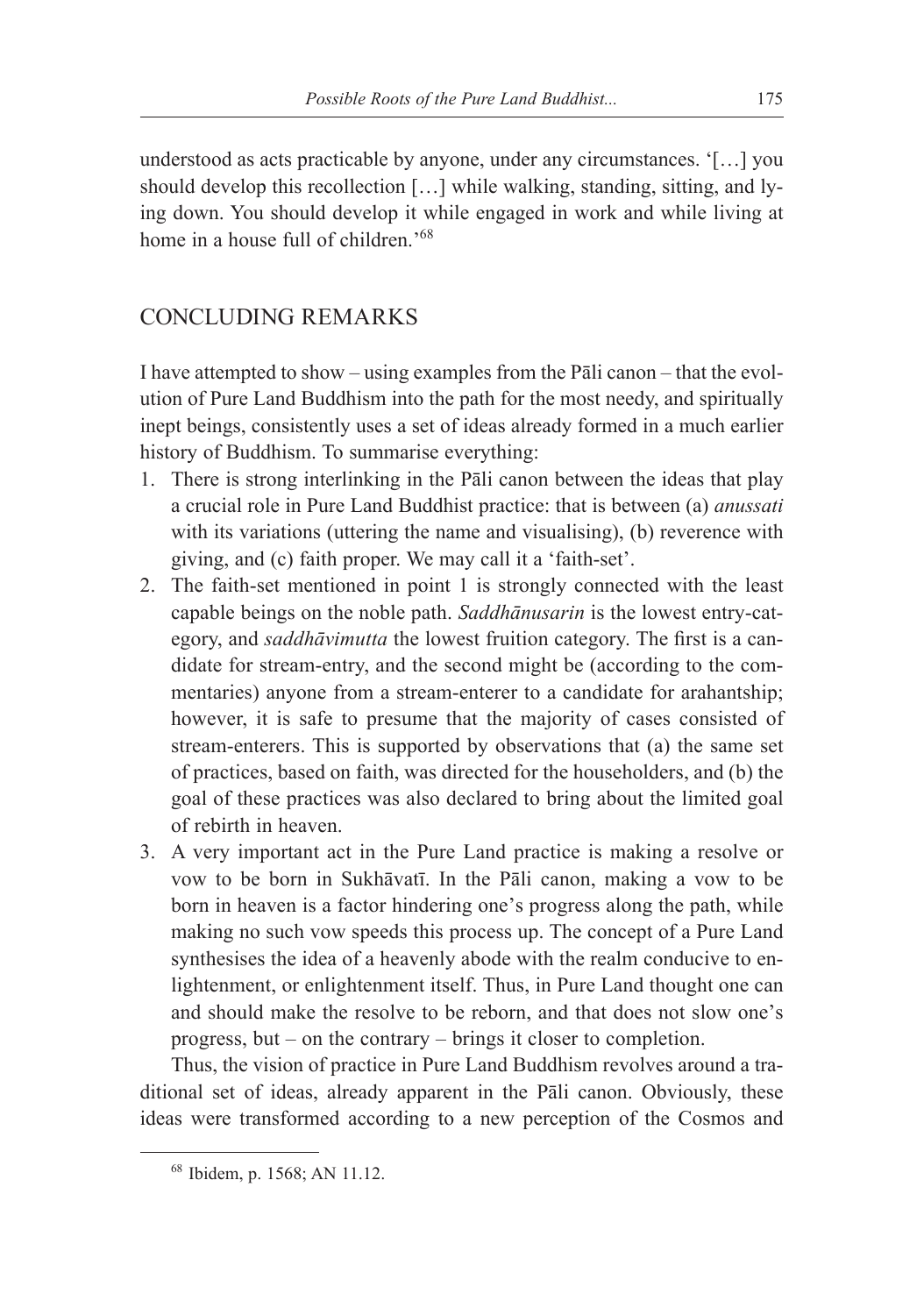understood as acts practicable by anyone, under any circumstances. '[…] you should develop this recollection […] while walking, standing, sitting, and lying down. You should develop it while engaged in work and while living at home in a house full of children.'[68]

## CONCLUDING REMARKS

I have attempted to show – using examples from the Pāli canon – that the evolution of Pure Land Buddhism into the path for the most needy, and spiritually inept beings, consistently uses a set of ideas already formed in a much earlier history of Buddhism. To summarise everything:

1. There is strong interlinking in the Pāli canon between the ideas that play a crucial role in Pure Land Buddhist practice: that is between (a) *anussati* with its variations (uttering the name and visualising), (b) reverence with giving, and (c) faith proper. We may call it a 'faith-set'.
2. The faith-set mentioned in point 1 is strongly connected with the least capable beings on the noble path. *Saddhānusarin* is the lowest entry-category, and *saddhāvimutta* the lowest fruition category. The first is a candidate for stream-entry, and the second might be (according to the commentaries) anyone from a stream-enterer to a candidate for arahantship; however, it is safe to presume that the majority of cases consisted of stream-enterers. This is supported by observations that (a) the same set of practices, based on faith, was directed for the householders, and (b) the goal of these practices was also declared to bring about the limited goal of rebirth in heaven.
3. A very important act in the Pure Land practice is making a resolve or vow to be born in Sukhāvatī. In the Pāli canon, making a vow to be born in heaven is a factor hindering one's progress along the path, while making no such vow speeds this process up. The concept of a Pure Land synthesises the idea of a heavenly abode with the realm conducive to enlightenment, or enlightenment itself. Thus, in Pure Land thought one can and should make the resolve to be reborn, and that does not slow one's progress, but – on the contrary – brings it closer to completion.

Thus, the vision of practice in Pure Land Buddhism revolves around a traditional set of ideas, already apparent in the Pāli canon. Obviously, these ideas were transformed according to a new perception of the Cosmos and

[68] Ibidem, p. 1568; AN 11.12.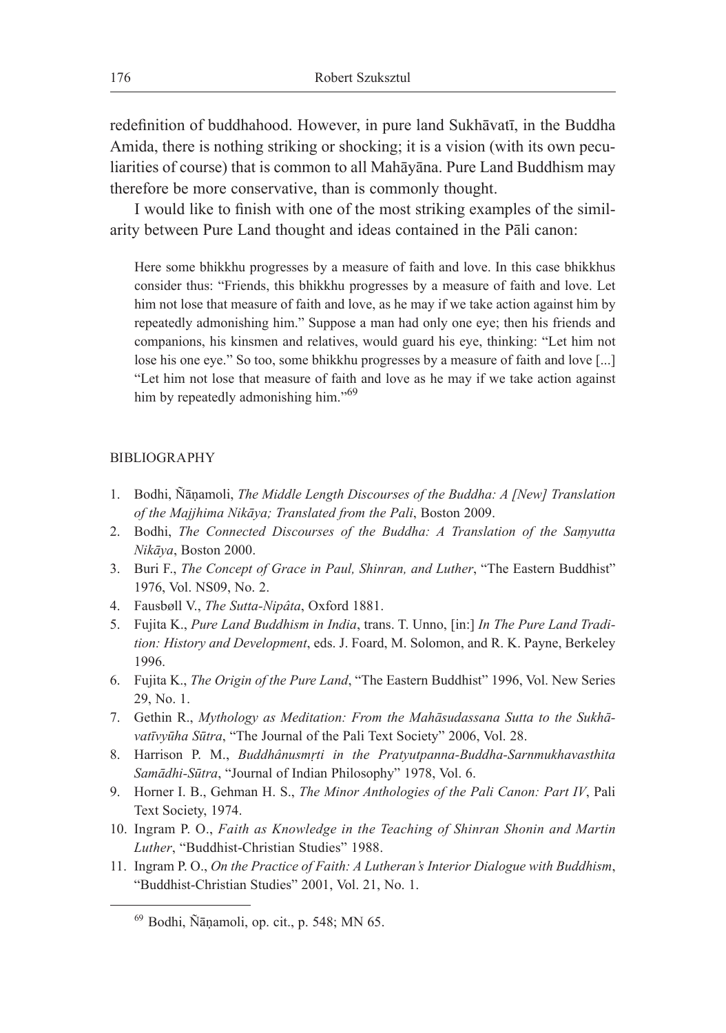redefinition of buddhahood. However, in pure land Sukhāvatī, in the Buddha Amida, there is nothing striking or shocking; it is a vision (with its own peculiarities of course) that is common to all Mahāyāna. Pure Land Buddhism may therefore be more conservative, than is commonly thought.

I would like to finish with one of the most striking examples of the similarity between Pure Land thought and ideas contained in the Pāli canon:

> Here some bhikkhu progresses by a measure of faith and love. In this case bhikkhus consider thus: "Friends, this bhikkhu progresses by a measure of faith and love. Let him not lose that measure of faith and love, as he may if we take action against him by repeatedly admonishing him." Suppose a man had only one eye; then his friends and companions, his kinsmen and relatives, would guard his eye, thinking: "Let him not lose his one eye." So too, some bhikkhu progresses by a measure of faith and love [...] "Let him not lose that measure of faith and love as he may if we take action against him by repeatedly admonishing him."[69]

## BIBLIOGRAPHY

1. Bodhi, Ñāṇamoli, *The Middle Length Discourses of the Buddha: A [New] Translation of the Majjhima Nikāya; Translated from the Pali*, Boston 2009.
2. Bodhi, *The Connected Discourses of the Buddha: A Translation of the Saṃyutta Nikāya*, Boston 2000.
3. Buri F., *The Concept of Grace in Paul, Shinran, and Luther*, "The Eastern Buddhist" 1976, Vol. NS09, No. 2.
4. Fausbøll V., *The Sutta-Nipâta*, Oxford 1881.
5. Fujita K., *Pure Land Buddhism in India*, trans. T. Unno, [in:] *In The Pure Land Tradition: History and Development*, eds. J. Foard, M. Solomon, and R. K. Payne, Berkeley 1996.
6. Fujita K., *The Origin of the Pure Land*, "The Eastern Buddhist" 1996, Vol. New Series 29, No. 1.
7. Gethin R., *Mythology as Meditation: From the Mahāsudassana Sutta to the Sukhāvatīvyūha Sūtra*, "The Journal of the Pali Text Society" 2006, Vol. 28.
8. Harrison P. M., *Buddhânusmṛti in the Pratyutpanna-Buddha-Sarnmukhavasthita Samādhi-Sūtra*, "Journal of Indian Philosophy" 1978, Vol. 6.
9. Horner I. B., Gehman H. S., *The Minor Anthologies of the Pali Canon: Part IV*, Pali Text Society, 1974.
10. Ingram P. O., *Faith as Knowledge in the Teaching of Shinran Shonin and Martin Luther*, "Buddhist-Christian Studies" 1988.
11. Ingram P. O., *On the Practice of Faith: A Lutheran's Interior Dialogue with Buddhism*, "Buddhist-Christian Studies" 2001, Vol. 21, No. 1.

[69] Bodhi, Ñāṇamoli, op. cit., p. 548; MN 65.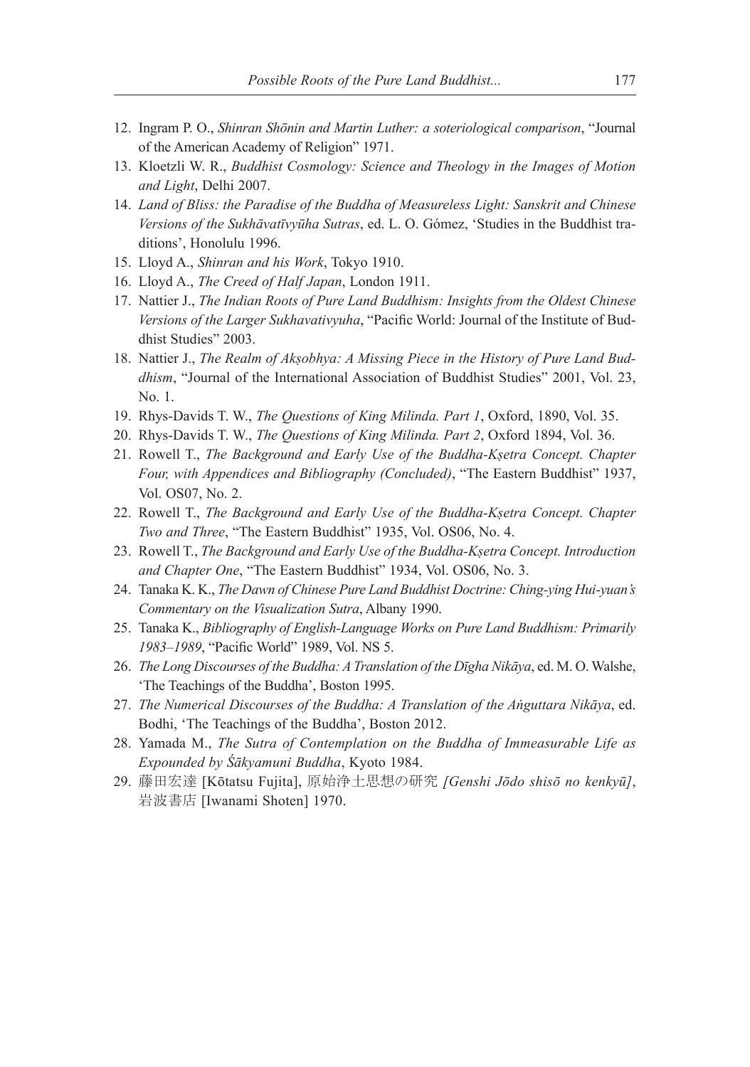12. Ingram P. O., *Shinran Shōnin and Martin Luther: a soteriological comparison*, "Journal of the American Academy of Religion" 1971.
13. Kloetzli W. R., *Buddhist Cosmology: Science and Theology in the Images of Motion and Light*, Delhi 2007.
14. *Land of Bliss: the Paradise of the Buddha of Measureless Light: Sanskrit and Chinese Versions of the Sukhāvatīvyūha Sutras*, ed. L. O. Gómez, 'Studies in the Buddhist traditions', Honolulu 1996.
15. Lloyd A., *Shinran and his Work*, Tokyo 1910.
16. Lloyd A., *The Creed of Half Japan*, London 1911.
17. Nattier J., *The Indian Roots of Pure Land Buddhism: Insights from the Oldest Chinese Versions of the Larger Sukhavativyuha*, "Pacific World: Journal of the Institute of Buddhist Studies" 2003.
18. Nattier J., *The Realm of Akṣobhya: A Missing Piece in the History of Pure Land Buddhism*, "Journal of the International Association of Buddhist Studies" 2001, Vol. 23, No. 1.
19. Rhys-Davids T. W., *The Questions of King Milinda. Part 1*, Oxford, 1890, Vol. 35.
20. Rhys-Davids T. W., *The Questions of King Milinda. Part 2*, Oxford 1894, Vol. 36.
21. Rowell T., *The Background and Early Use of the Buddha-Kṣetra Concept. Chapter Four, with Appendices and Bibliography (Concluded)*, "The Eastern Buddhist" 1937, Vol. OS07, No. 2.
22. Rowell T., *The Background and Early Use of the Buddha-Kṣetra Concept. Chapter Two and Three*, "The Eastern Buddhist" 1935, Vol. OS06, No. 4.
23. Rowell T., *The Background and Early Use of the Buddha-Kṣetra Concept. Introduction and Chapter One*, "The Eastern Buddhist" 1934, Vol. OS06, No. 3.
24. Tanaka K. K., *The Dawn of Chinese Pure Land Buddhist Doctrine: Ching-ying Hui-yuan's Commentary on the Visualization Sutra*, Albany 1990.
25. Tanaka K., *Bibliography of English-Language Works on Pure Land Buddhism: Primarily 1983–1989*, "Pacific World" 1989, Vol. NS 5.
26. *The Long Discourses of the Buddha: A Translation of the Dīgha Nikāya*, ed. M. O. Walshe, 'The Teachings of the Buddha', Boston 1995.
27. *The Numerical Discourses of the Buddha: A Translation of the Aṅguttara Nikāya*, ed. Bodhi, 'The Teachings of the Buddha', Boston 2012.
28. Yamada M., *The Sutra of Contemplation on the Buddha of Immeasurable Life as Expounded by Śākyamuni Buddha*, Kyoto 1984.
29. 藤田宏達 [Kōtatsu Fujita], 原始浄土思想の研究 *[Genshi Jōdo shisō no kenkyū]*, 岩波書店 [Iwanami Shoten] 1970.